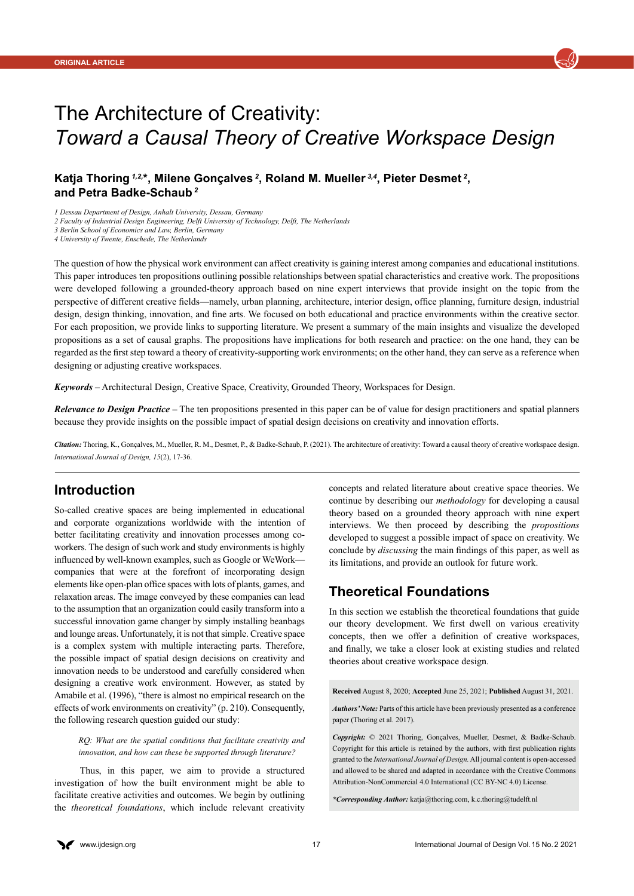ORIGINAL ARTICLE

# The Architecture of Creativity: *Toward a Causal Theory of Creative Workspace Design*

**Katja Thoring [1,2,*], Milene Gonçalves [2], Roland M. Mueller [3,4], Pieter Desmet [2], and Petra Badke-Schaub [2]**

*1 Dessau Department of Design, Anhalt University, Dessau, Germany*
*2 Faculty of Industrial Design Engineering, Delft University of Technology, Delft, The Netherlands*
*3 Berlin School of Economics and Law, Berlin, Germany*
*4 University of Twente, Enschede, The Netherlands*

The question of how the physical work environment can affect creativity is gaining interest among companies and educational institutions. This paper introduces ten propositions outlining possible relationships between spatial characteristics and creative work. The propositions were developed following a grounded-theory approach based on nine expert interviews that provide insight on the topic from the perspective of different creative fields—namely, urban planning, architecture, interior design, office planning, furniture design, industrial design, design thinking, innovation, and fine arts. We focused on both educational and practice environments within the creative sector. For each proposition, we provide links to supporting literature. We present a summary of the main insights and visualize the developed propositions as a set of causal graphs. The propositions have implications for both research and practice: on the one hand, they can be regarded as the first step toward a theory of creativity-supporting work environments; on the other hand, they can serve as a reference when designing or adjusting creative workspaces.

***Keywords*** – Architectural Design, Creative Space, Creativity, Grounded Theory, Workspaces for Design.

***Relevance to Design Practice*** – The ten propositions presented in this paper can be of value for design practitioners and spatial planners because they provide insights on the possible impact of spatial design decisions on creativity and innovation efforts.

***Citation:*** Thoring, K., Gonçalves, M., Mueller, R. M., Desmet, P., & Badke-Schaub, P. (2021). The architecture of creativity: Toward a causal theory of creative workspace design. *International Journal of Design, 15*(2), 17-36.

## Introduction

So-called creative spaces are being implemented in educational and corporate organizations worldwide with the intention of better facilitating creativity and innovation processes among co-workers. The design of such work and study environments is highly influenced by well-known examples, such as Google or WeWork—companies that were at the forefront of incorporating design elements like open-plan office spaces with lots of plants, games, and relaxation areas. The image conveyed by these companies can lead to the assumption that an organization could easily transform into a successful innovation game changer by simply installing beanbags and lounge areas. Unfortunately, it is not that simple. Creative space is a complex system with multiple interacting parts. Therefore, the possible impact of spatial design decisions on creativity and innovation needs to be understood and carefully considered when designing a creative work environment. However, as stated by Amabile et al. (1996), "there is almost no empirical research on the effects of work environments on creativity" (p. 210). Consequently, the following research question guided our study:

> *RQ: What are the spatial conditions that facilitate creativity and innovation, and how can these be supported through literature?*

Thus, in this paper, we aim to provide a structured investigation of how the built environment might be able to facilitate creative activities and outcomes. We begin by outlining the *theoretical foundations*, which include relevant creativity concepts and related literature about creative space theories. We continue by describing our *methodology* for developing a causal theory based on a grounded theory approach with nine expert interviews. We then proceed by describing the *propositions* developed to suggest a possible impact of space on creativity. We conclude by *discussing* the main findings of this paper, as well as its limitations, and provide an outlook for future work.

## Theoretical Foundations

In this section we establish the theoretical foundations that guide our theory development. We first dwell on various creativity concepts, then we offer a definition of creative workspaces, and finally, we take a closer look at existing studies and related theories about creative workspace design.

**Received** August 8, 2020; **Accepted** June 25, 2021; **Published** August 31, 2021.

***Authors' Note:*** Parts of this article have been previously presented as a conference paper (Thoring et al. 2017).

***Copyright:*** © 2021 Thoring, Gonçalves, Mueller, Desmet, & Badke-Schaub. Copyright for this article is retained by the authors, with first publication rights granted to the *International Journal of Design*. All journal content is open-accessed and allowed to be shared and adapted in accordance with the Creative Commons Attribution-NonCommercial 4.0 International (CC BY-NC 4.0) License.

***\*Corresponding Author:*** katja@thoring.com, k.c.thoring@tudelft.nl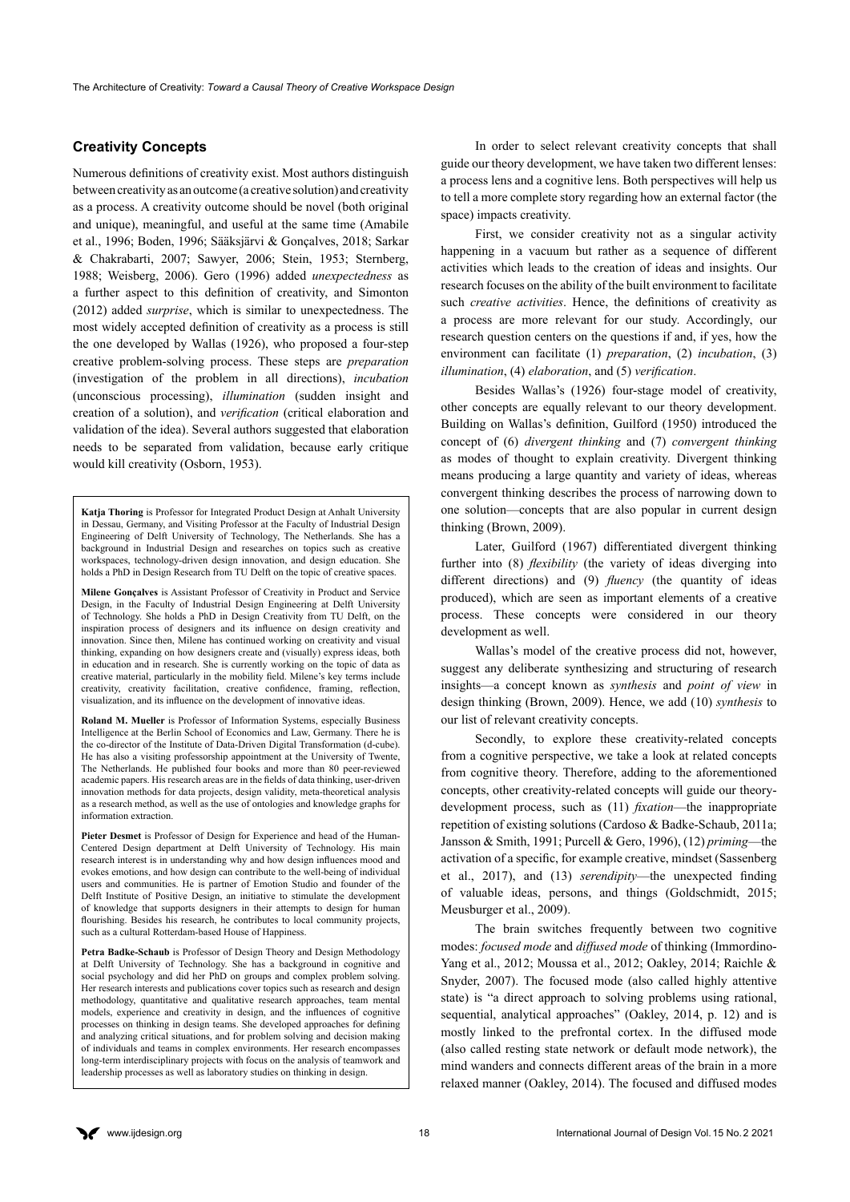## Creativity Concepts

Numerous definitions of creativity exist. Most authors distinguish between creativity as an outcome (a creative solution) and creativity as a process. A creativity outcome should be novel (both original and unique), meaningful, and useful at the same time (Amabile et al., 1996; Boden, 1996; Sääksjärvi & Gonçalves, 2018; Sarkar & Chakrabarti, 2007; Sawyer, 2006; Stein, 1953; Sternberg, 1988; Weisberg, 2006). Gero (1996) added *unexpectedness* as a further aspect to this definition of creativity, and Simonton (2012) added *surprise*, which is similar to unexpectedness. The most widely accepted definition of creativity as a process is still the one developed by Wallas (1926), who proposed a four-step creative problem-solving process. These steps are *preparation* (investigation of the problem in all directions), *incubation* (unconscious processing), *illumination* (sudden insight and creation of a solution), and *verification* (critical elaboration and validation of the idea). Several authors suggested that elaboration needs to be separated from validation, because early critique would kill creativity (Osborn, 1953).

**Katja Thoring** is Professor for Integrated Product Design at Anhalt University in Dessau, Germany, and Visiting Professor at the Faculty of Industrial Design Engineering of Delft University of Technology, The Netherlands. She has a background in Industrial Design and researches on topics such as creative workspaces, technology-driven design innovation, and design education. She holds a PhD in Design Research from TU Delft on the topic of creative spaces.

**Milene Gonçalves** is Assistant Professor of Creativity in Product and Service Design, in the Faculty of Industrial Design Engineering at Delft University of Technology. She holds a PhD in Design Creativity from TU Delft, on the inspiration process of designers and its influence on design creativity and innovation. Since then, Milene has continued working on creativity and visual thinking, expanding on how designers create and (visually) express ideas, both in education and in research. She is currently working on the topic of data as creative material, particularly in the mobility field. Milene's key terms include creativity, creativity facilitation, creative confidence, framing, reflection, visualization, and its influence on the development of innovative ideas.

**Roland M. Mueller** is Professor of Information Systems, especially Business Intelligence at the Berlin School of Economics and Law, Germany. There he is the co-director of the Institute of Data-Driven Digital Transformation (d-cube). He has also a visiting professorship appointment at the University of Twente, The Netherlands. He published four books and more than 80 peer-reviewed academic papers. His research areas are in the fields of data thinking, user-driven innovation methods for data projects, design validity, meta-theoretical analysis as a research method, as well as the use of ontologies and knowledge graphs for information extraction.

**Pieter Desmet** is Professor of Design for Experience and head of the Human-Centered Design department at Delft University of Technology. His main research interest is in understanding why and how design influences mood and evokes emotions, and how design can contribute to the well-being of individual users and communities. He is partner of Emotion Studio and founder of the Delft Institute of Positive Design, an initiative to stimulate the development of knowledge that supports designers in their attempts to design for human flourishing. Besides his research, he contributes to local community projects, such as a cultural Rotterdam-based House of Happiness.

**Petra Badke-Schaub** is Professor of Design Theory and Design Methodology at Delft University of Technology. She has a background in cognitive and social psychology and did her PhD on groups and complex problem solving. Her research interests and publications cover topics such as research and design methodology, quantitative and qualitative research approaches, team mental models, experience and creativity in design, and the influences of cognitive processes on thinking in design teams. She developed approaches for defining and analyzing critical situations, and for problem solving and decision making of individuals and teams in complex environments. Her research encompasses long-term interdisciplinary projects with focus on the analysis of teamwork and leadership processes as well as laboratory studies on thinking in design.

In order to select relevant creativity concepts that shall guide our theory development, we have taken two different lenses: a process lens and a cognitive lens. Both perspectives will help us to tell a more complete story regarding how an external factor (the space) impacts creativity.

First, we consider creativity not as a singular activity happening in a vacuum but rather as a sequence of different activities which leads to the creation of ideas and insights. Our research focuses on the ability of the built environment to facilitate such *creative activities*. Hence, the definitions of creativity as a process are more relevant for our study. Accordingly, our research question centers on the questions if and, if yes, how the environment can facilitate (1) *preparation*, (2) *incubation*, (3) *illumination*, (4) *elaboration*, and (5) *verification*.

Besides Wallas's (1926) four-stage model of creativity, other concepts are equally relevant to our theory development. Building on Wallas's definition, Guilford (1950) introduced the concept of (6) *divergent thinking* and (7) *convergent thinking* as modes of thought to explain creativity. Divergent thinking means producing a large quantity and variety of ideas, whereas convergent thinking describes the process of narrowing down to one solution—concepts that are also popular in current design thinking (Brown, 2009).

Later, Guilford (1967) differentiated divergent thinking further into (8) *flexibility* (the variety of ideas diverging into different directions) and (9) *fluency* (the quantity of ideas produced), which are seen as important elements of a creative process. These concepts were considered in our theory development as well.

Wallas's model of the creative process did not, however, suggest any deliberate synthesizing and structuring of research insights—a concept known as *synthesis* and *point of view* in design thinking (Brown, 2009). Hence, we add (10) *synthesis* to our list of relevant creativity concepts.

Secondly, to explore these creativity-related concepts from a cognitive perspective, we take a look at related concepts from cognitive theory. Therefore, adding to the aforementioned concepts, other creativity-related concepts will guide our theory-development process, such as (11) *fixation*—the inappropriate repetition of existing solutions (Cardoso & Badke-Schaub, 2011a; Jansson & Smith, 1991; Purcell & Gero, 1996), (12) *priming*—the activation of a specific, for example creative, mindset (Sassenberg et al., 2017), and (13) *serendipity*—the unexpected finding of valuable ideas, persons, and things (Goldschmidt, 2015; Meusburger et al., 2009).

The brain switches frequently between two cognitive modes: *focused mode* and *diffused mode* of thinking (Immordino-Yang et al., 2012; Moussa et al., 2012; Oakley, 2014; Raichle & Snyder, 2007). The focused mode (also called highly attentive state) is "a direct approach to solving problems using rational, sequential, analytical approaches" (Oakley, 2014, p. 12) and is mostly linked to the prefrontal cortex. In the diffused mode (also called resting state network or default mode network), the mind wanders and connects different areas of the brain in a more relaxed manner (Oakley, 2014). The focused and diffused modes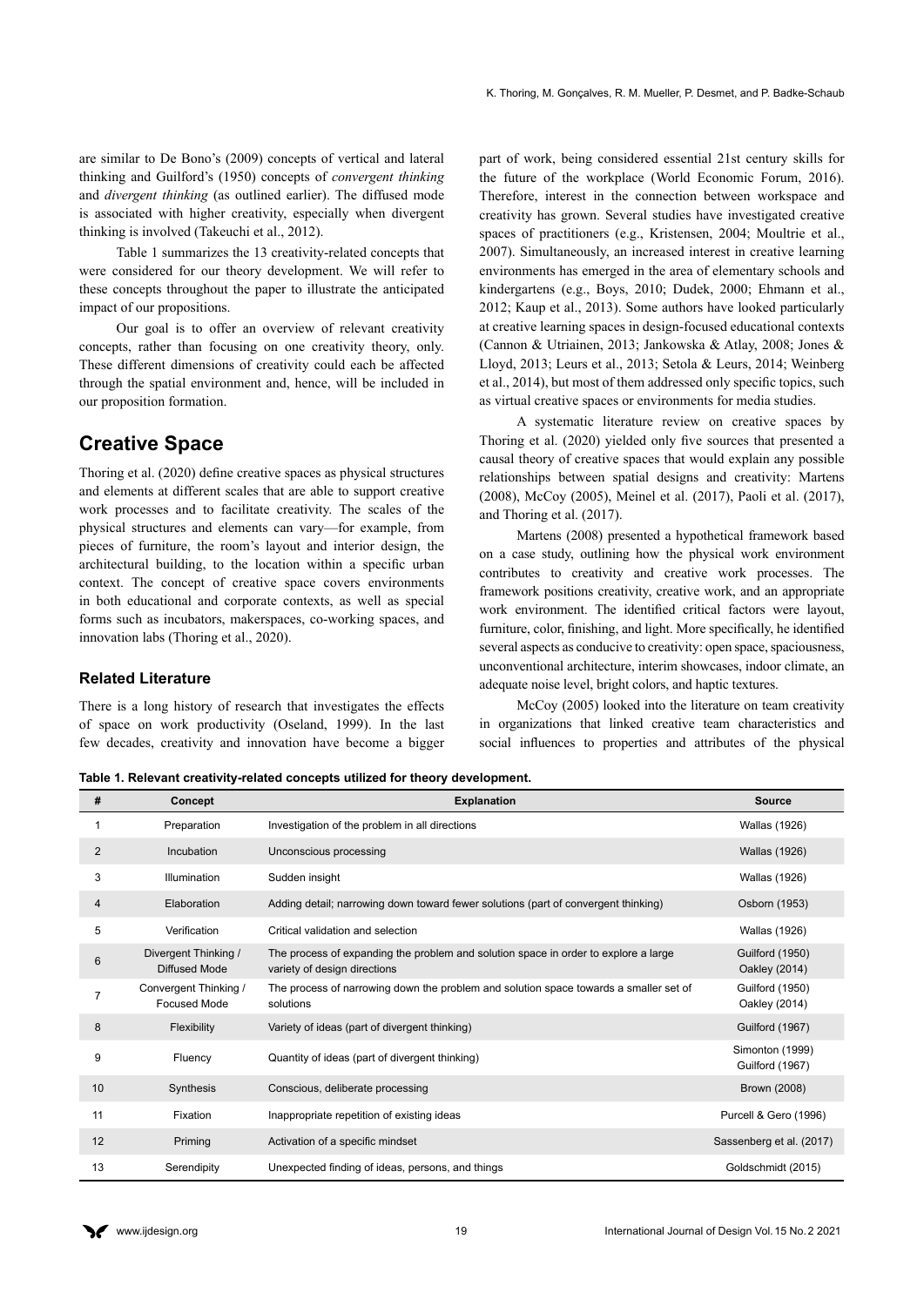are similar to De Bono's (2009) concepts of vertical and lateral thinking and Guilford's (1950) concepts of *convergent thinking* and *divergent thinking* (as outlined earlier). The diffused mode is associated with higher creativity, especially when divergent thinking is involved (Takeuchi et al., 2012).

Table 1 summarizes the 13 creativity-related concepts that were considered for our theory development. We will refer to these concepts throughout the paper to illustrate the anticipated impact of our propositions.

Our goal is to offer an overview of relevant creativity concepts, rather than focusing on one creativity theory, only. These different dimensions of creativity could each be affected through the spatial environment and, hence, will be included in our proposition formation.

## Creative Space

Thoring et al. (2020) define creative spaces as physical structures and elements at different scales that are able to support creative work processes and to facilitate creativity. The scales of the physical structures and elements can vary—for example, from pieces of furniture, the room's layout and interior design, the architectural building, to the location within a specific urban context. The concept of creative space covers environments in both educational and corporate contexts, as well as special forms such as incubators, makerspaces, co-working spaces, and innovation labs (Thoring et al., 2020).

### Related Literature

There is a long history of research that investigates the effects of space on work productivity (Oseland, 1999). In the last few decades, creativity and innovation have become a bigger part of work, being considered essential 21st century skills for the future of the workplace (World Economic Forum, 2016). Therefore, interest in the connection between workspace and creativity has grown. Several studies have investigated creative spaces of practitioners (e.g., Kristensen, 2004; Moultrie et al., 2007). Simultaneously, an increased interest in creative learning environments has emerged in the area of elementary schools and kindergartens (e.g., Boys, 2010; Dudek, 2000; Ehmann et al., 2012; Kaup et al., 2013). Some authors have looked particularly at creative learning spaces in design-focused educational contexts (Cannon & Utriainen, 2013; Jankowska & Atlay, 2008; Jones & Lloyd, 2013; Leurs et al., 2013; Setola & Leurs, 2014; Weinberg et al., 2014), but most of them addressed only specific topics, such as virtual creative spaces or environments for media studies.

A systematic literature review on creative spaces by Thoring et al. (2020) yielded only five sources that presented a causal theory of creative spaces that would explain any possible relationships between spatial designs and creativity: Martens (2008), McCoy (2005), Meinel et al. (2017), Paoli et al. (2017), and Thoring et al. (2017).

Martens (2008) presented a hypothetical framework based on a case study, outlining how the physical work environment contributes to creativity and creative work processes. The framework positions creativity, creative work, and an appropriate work environment. The identified critical factors were layout, furniture, color, finishing, and light. More specifically, he identified several aspects as conducive to creativity: open space, spaciousness, unconventional architecture, interim showcases, indoor climate, an adequate noise level, bright colors, and haptic textures.

McCoy (2005) looked into the literature on team creativity in organizations that linked creative team characteristics and social influences to properties and attributes of the physical

**Table 1. Relevant creativity-related concepts utilized for theory development.**

| # | Concept | Explanation | Source |
|---|---|---|---|
| 1 | Preparation | Investigation of the problem in all directions | Wallas (1926) |
| 2 | Incubation | Unconscious processing | Wallas (1926) |
| 3 | Illumination | Sudden insight | Wallas (1926) |
| 4 | Elaboration | Adding detail; narrowing down toward fewer solutions (part of convergent thinking) | Osborn (1953) |
| 5 | Verification | Critical validation and selection | Wallas (1926) |
| 6 | Divergent Thinking / Diffused Mode | The process of expanding the problem and solution space in order to explore a large variety of design directions | Guilford (1950) Oakley (2014) |
| 7 | Convergent Thinking / Focused Mode | The process of narrowing down the problem and solution space towards a smaller set of solutions | Guilford (1950) Oakley (2014) |
| 8 | Flexibility | Variety of ideas (part of divergent thinking) | Guilford (1967) |
| 9 | Fluency | Quantity of ideas (part of divergent thinking) | Simonton (1999) Guilford (1967) |
| 10 | Synthesis | Conscious, deliberate processing | Brown (2008) |
| 11 | Fixation | Inappropriate repetition of existing ideas | Purcell & Gero (1996) |
| 12 | Priming | Activation of a specific mindset | Sassenberg et al. (2017) |
| 13 | Serendipity | Unexpected finding of ideas, persons, and things | Goldschmidt (2015) |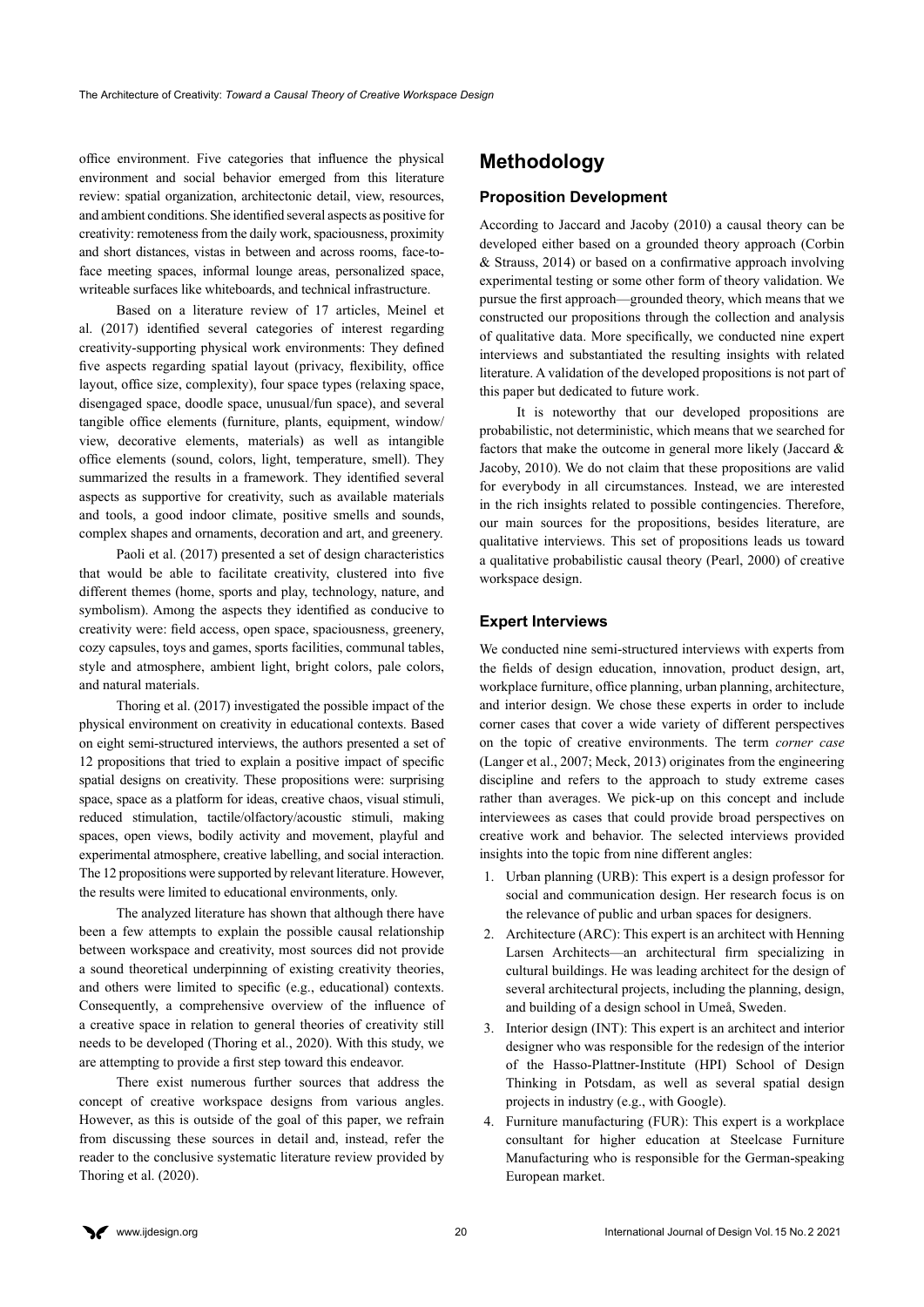office environment. Five categories that influence the physical environment and social behavior emerged from this literature review: spatial organization, architectonic detail, view, resources, and ambient conditions. She identified several aspects as positive for creativity: remoteness from the daily work, spaciousness, proximity and short distances, vistas in between and across rooms, face-to-face meeting spaces, informal lounge areas, personalized space, writeable surfaces like whiteboards, and technical infrastructure.

Based on a literature review of 17 articles, Meinel et al. (2017) identified several categories of interest regarding creativity-supporting physical work environments: They defined five aspects regarding spatial layout (privacy, flexibility, office layout, office size, complexity), four space types (relaxing space, disengaged space, doodle space, unusual/fun space), and several tangible office elements (furniture, plants, equipment, window/view, decorative elements, materials) as well as intangible office elements (sound, colors, light, temperature, smell). They summarized the results in a framework. They identified several aspects as supportive for creativity, such as available materials and tools, a good indoor climate, positive smells and sounds, complex shapes and ornaments, decoration and art, and greenery.

Paoli et al. (2017) presented a set of design characteristics that would be able to facilitate creativity, clustered into five different themes (home, sports and play, technology, nature, and symbolism). Among the aspects they identified as conducive to creativity were: field access, open space, spaciousness, greenery, cozy capsules, toys and games, sports facilities, communal tables, style and atmosphere, ambient light, bright colors, pale colors, and natural materials.

Thoring et al. (2017) investigated the possible impact of the physical environment on creativity in educational contexts. Based on eight semi-structured interviews, the authors presented a set of 12 propositions that tried to explain a positive impact of specific spatial designs on creativity. These propositions were: surprising space, space as a platform for ideas, creative chaos, visual stimuli, reduced stimulation, tactile/olfactory/acoustic stimuli, making spaces, open views, bodily activity and movement, playful and experimental atmosphere, creative labelling, and social interaction. The 12 propositions were supported by relevant literature. However, the results were limited to educational environments, only.

The analyzed literature has shown that although there have been a few attempts to explain the possible causal relationship between workspace and creativity, most sources did not provide a sound theoretical underpinning of existing creativity theories, and others were limited to specific (e.g., educational) contexts. Consequently, a comprehensive overview of the influence of a creative space in relation to general theories of creativity still needs to be developed (Thoring et al., 2020). With this study, we are attempting to provide a first step toward this endeavor.

There exist numerous further sources that address the concept of creative workspace designs from various angles. However, as this is outside of the goal of this paper, we refrain from discussing these sources in detail and, instead, refer the reader to the conclusive systematic literature review provided by Thoring et al. (2020).

## Methodology

### Proposition Development

According to Jaccard and Jacoby (2010) a causal theory can be developed either based on a grounded theory approach (Corbin & Strauss, 2014) or based on a confirmative approach involving experimental testing or some other form of theory validation. We pursue the first approach—grounded theory, which means that we constructed our propositions through the collection and analysis of qualitative data. More specifically, we conducted nine expert interviews and substantiated the resulting insights with related literature. A validation of the developed propositions is not part of this paper but dedicated to future work.

It is noteworthy that our developed propositions are probabilistic, not deterministic, which means that we searched for factors that make the outcome in general more likely (Jaccard & Jacoby, 2010). We do not claim that these propositions are valid for everybody in all circumstances. Instead, we are interested in the rich insights related to possible contingencies. Therefore, our main sources for the propositions, besides literature, are qualitative interviews. This set of propositions leads us toward a qualitative probabilistic causal theory (Pearl, 2000) of creative workspace design.

### Expert Interviews

We conducted nine semi-structured interviews with experts from the fields of design education, innovation, product design, art, workplace furniture, office planning, urban planning, architecture, and interior design. We chose these experts in order to include corner cases that cover a wide variety of different perspectives on the topic of creative environments. The term *corner case* (Langer et al., 2007; Meck, 2013) originates from the engineering discipline and refers to the approach to study extreme cases rather than averages. We pick-up on this concept and include interviewees as cases that could provide broad perspectives on creative work and behavior. The selected interviews provided insights into the topic from nine different angles:

1. Urban planning (URB): This expert is a design professor for social and communication design. Her research focus is on the relevance of public and urban spaces for designers.
2. Architecture (ARC): This expert is an architect with Henning Larsen Architects—an architectural firm specializing in cultural buildings. He was leading architect for the design of several architectural projects, including the planning, design, and building of a design school in Umeå, Sweden.
3. Interior design (INT): This expert is an architect and interior designer who was responsible for the redesign of the interior of the Hasso-Plattner-Institute (HPI) School of Design Thinking in Potsdam, as well as several spatial design projects in industry (e.g., with Google).
4. Furniture manufacturing (FUR): This expert is a workplace consultant for higher education at Steelcase Furniture Manufacturing who is responsible for the German-speaking European market.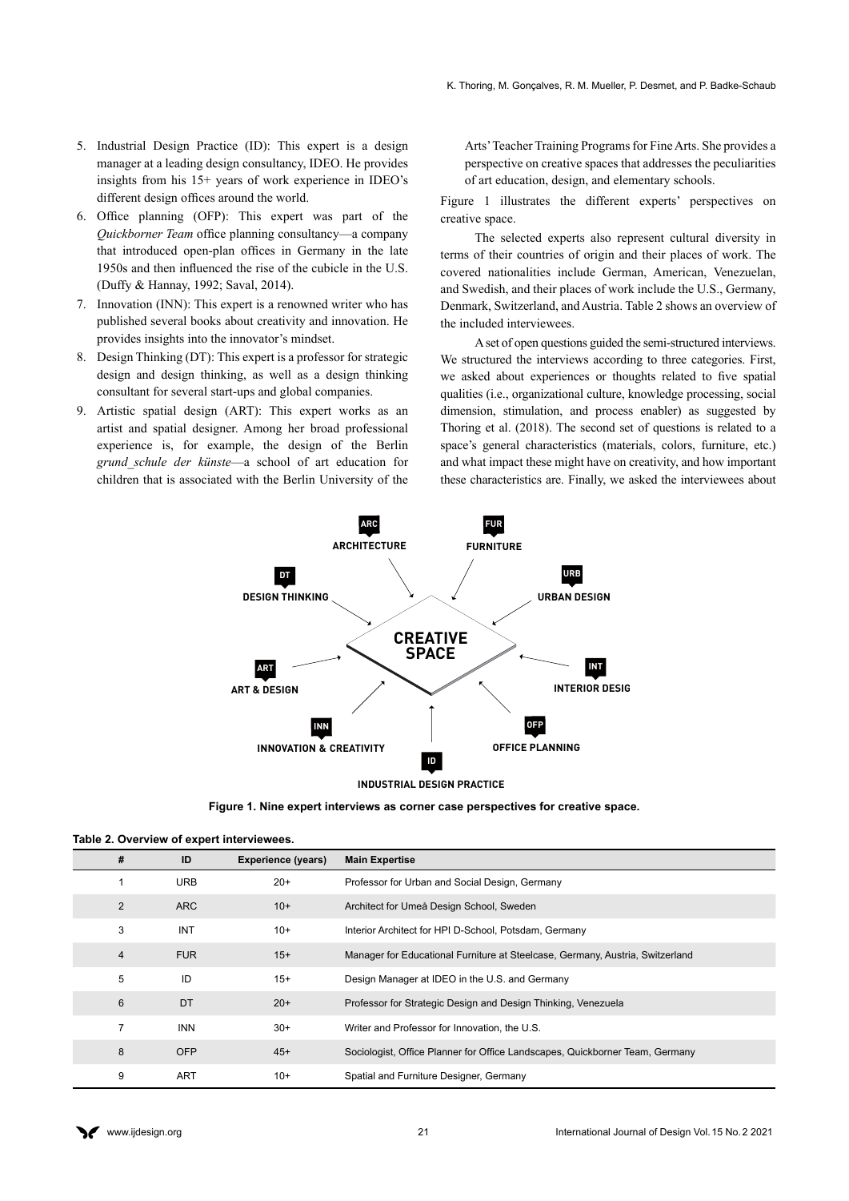5. Industrial Design Practice (ID): This expert is a design manager at a leading design consultancy, IDEO. He provides insights from his 15+ years of work experience in IDEO's different design offices around the world.
6. Office planning (OFP): This expert was part of the *Quickborner Team* office planning consultancy—a company that introduced open-plan offices in Germany in the late 1950s and then influenced the rise of the cubicle in the U.S. (Duffy & Hannay, 1992; Saval, 2014).
7. Innovation (INN): This expert is a renowned writer who has published several books about creativity and innovation. He provides insights into the innovator's mindset.
8. Design Thinking (DT): This expert is a professor for strategic design and design thinking, as well as a design thinking consultant for several start-ups and global companies.
9. Artistic spatial design (ART): This expert works as an artist and spatial designer. Among her broad professional experience is, for example, the design of the Berlin *grund_schule der künste*—a school of art education for children that is associated with the Berlin University of the Arts' Teacher Training Programs for Fine Arts. She provides a perspective on creative spaces that addresses the peculiarities of art education, design, and elementary schools.

Figure 1 illustrates the different experts' perspectives on creative space.

The selected experts also represent cultural diversity in terms of their countries of origin and their places of work. The covered nationalities include German, American, Venezuelan, and Swedish, and their places of work include the U.S., Germany, Denmark, Switzerland, and Austria. Table 2 shows an overview of the included interviewees.

A set of open questions guided the semi-structured interviews. We structured the interviews according to three categories. First, we asked about experiences or thoughts related to five spatial qualities (i.e., organizational culture, knowledge processing, social dimension, stimulation, and process enabler) as suggested by Thoring et al. (2018). The second set of questions is related to a space's general characteristics (materials, colors, furniture, etc.) and what impact these might have on creativity, and how important these characteristics are. Finally, we asked the interviewees about

**Figure 1. Nine expert interviews as corner case perspectives for creative space.**

**Table 2. Overview of expert interviewees.**

| # | ID | Experience (years) | Main Expertise |
|---|---|---|---|
| 1 | URB | 20+ | Professor for Urban and Social Design, Germany |
| 2 | ARC | 10+ | Architect for Umeå Design School, Sweden |
| 3 | INT | 10+ | Interior Architect for HPI D-School, Potsdam, Germany |
| 4 | FUR | 15+ | Manager for Educational Furniture at Steelcase, Germany, Austria, Switzerland |
| 5 | ID | 15+ | Design Manager at IDEO in the U.S. and Germany |
| 6 | DT | 20+ | Professor for Strategic Design and Design Thinking, Venezuela |
| 7 | INN | 30+ | Writer and Professor for Innovation, the U.S. |
| 8 | OFP | 45+ | Sociologist, Office Planner for Office Landscapes, Quickborner Team, Germany |
| 9 | ART | 10+ | Spatial and Furniture Designer, Germany |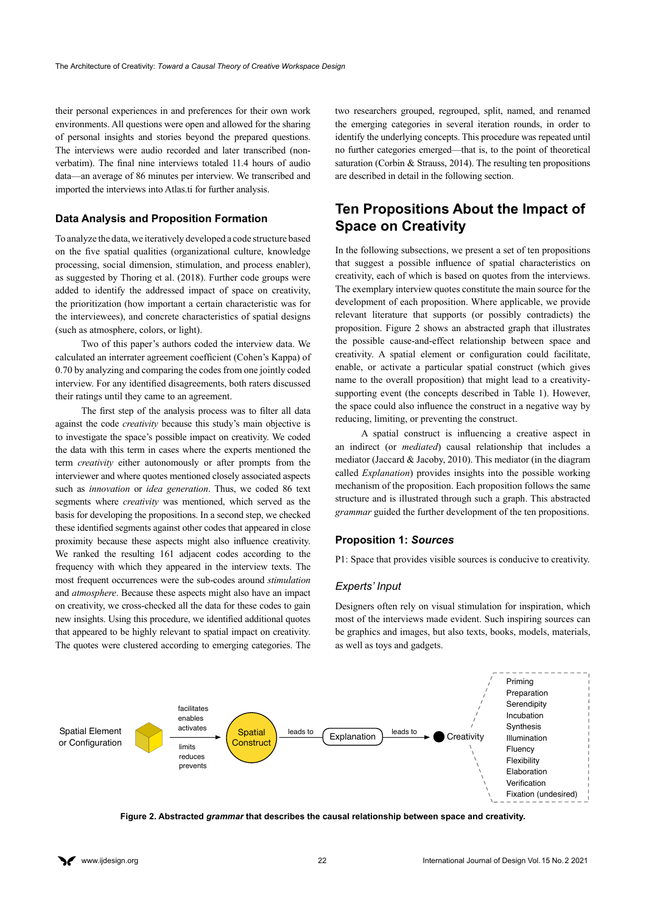their personal experiences in and preferences for their own work environments. All questions were open and allowed for the sharing of personal insights and stories beyond the prepared questions. The interviews were audio recorded and later transcribed (non-verbatim). The final nine interviews totaled 11.4 hours of audio data—an average of 86 minutes per interview. We transcribed and imported the interviews into Atlas.ti for further analysis.

### Data Analysis and Proposition Formation

To analyze the data, we iteratively developed a code structure based on the five spatial qualities (organizational culture, knowledge processing, social dimension, stimulation, and process enabler), as suggested by Thoring et al. (2018). Further code groups were added to identify the addressed impact of space on creativity, the prioritization (how important a certain characteristic was for the interviewees), and concrete characteristics of spatial designs (such as atmosphere, colors, or light).

Two of this paper's authors coded the interview data. We calculated an interrater agreement coefficient (Cohen's Kappa) of 0.70 by analyzing and comparing the codes from one jointly coded interview. For any identified disagreements, both raters discussed their ratings until they came to an agreement.

The first step of the analysis process was to filter all data against the code *creativity* because this study's main objective is to investigate the space's possible impact on creativity. We coded the data with this term in cases where the experts mentioned the term *creativity* either autonomously or after prompts from the interviewer and where quotes mentioned closely associated aspects such as *innovation* or *idea generation*. Thus, we coded 86 text segments where *creativity* was mentioned, which served as the basis for developing the propositions. In a second step, we checked these identified segments against other codes that appeared in close proximity because these aspects might also influence creativity. We ranked the resulting 161 adjacent codes according to the frequency with which they appeared in the interview texts. The most frequent occurrences were the sub-codes around *stimulation* and *atmosphere*. Because these aspects might also have an impact on creativity, we cross-checked all the data for these codes to gain new insights. Using this procedure, we identified additional quotes that appeared to be highly relevant to spatial impact on creativity. The quotes were clustered according to emerging categories. The two researchers grouped, regrouped, split, named, and renamed the emerging categories in several iteration rounds, in order to identify the underlying concepts. This procedure was repeated until no further categories emerged—that is, to the point of theoretical saturation (Corbin & Strauss, 2014). The resulting ten propositions are described in detail in the following section.

## Ten Propositions About the Impact of Space on Creativity

In the following subsections, we present a set of ten propositions that suggest a possible influence of spatial characteristics on creativity, each of which is based on quotes from the interviews. The exemplary interview quotes constitute the main source for the development of each proposition. Where applicable, we provide relevant literature that supports (or possibly contradicts) the proposition. Figure 2 shows an abstracted graph that illustrates the possible cause-and-effect relationship between space and creativity. A spatial element or configuration could facilitate, enable, or activate a particular spatial construct (which gives name to the overall proposition) that might lead to a creativity-supporting event (the concepts described in Table 1). However, the space could also influence the construct in a negative way by reducing, limiting, or preventing the construct.

A spatial construct is influencing a creative aspect in an indirect (or *mediated*) causal relationship that includes a mediator (Jaccard & Jacoby, 2010). This mediator (in the diagram called *Explanation*) provides insights into the possible working mechanism of the proposition. Each proposition follows the same structure and is illustrated through such a graph. This abstracted *grammar* guided the further development of the ten propositions.

### Proposition 1: *Sources*

P1: Space that provides visible sources is conducive to creativity.

#### *Experts' Input*

Designers often rely on visual stimulation for inspiration, which most of the interviews made evident. Such inspiring sources can be graphics and images, but also texts, books, models, materials, as well as toys and gadgets.

Spatial Element or Configuration → (facilitates / enables / activates; limits / reduces / prevents) → Spatial Construct → leads to → Explanation → leads to → Creativity (Priming, Preparation, Serendipity, Incubation, Synthesis, Illumination, Fluency, Flexibility, Elaboration, Verification, Fixation (undesired))

**Figure 2. Abstracted *grammar* that describes the causal relationship between space and creativity.**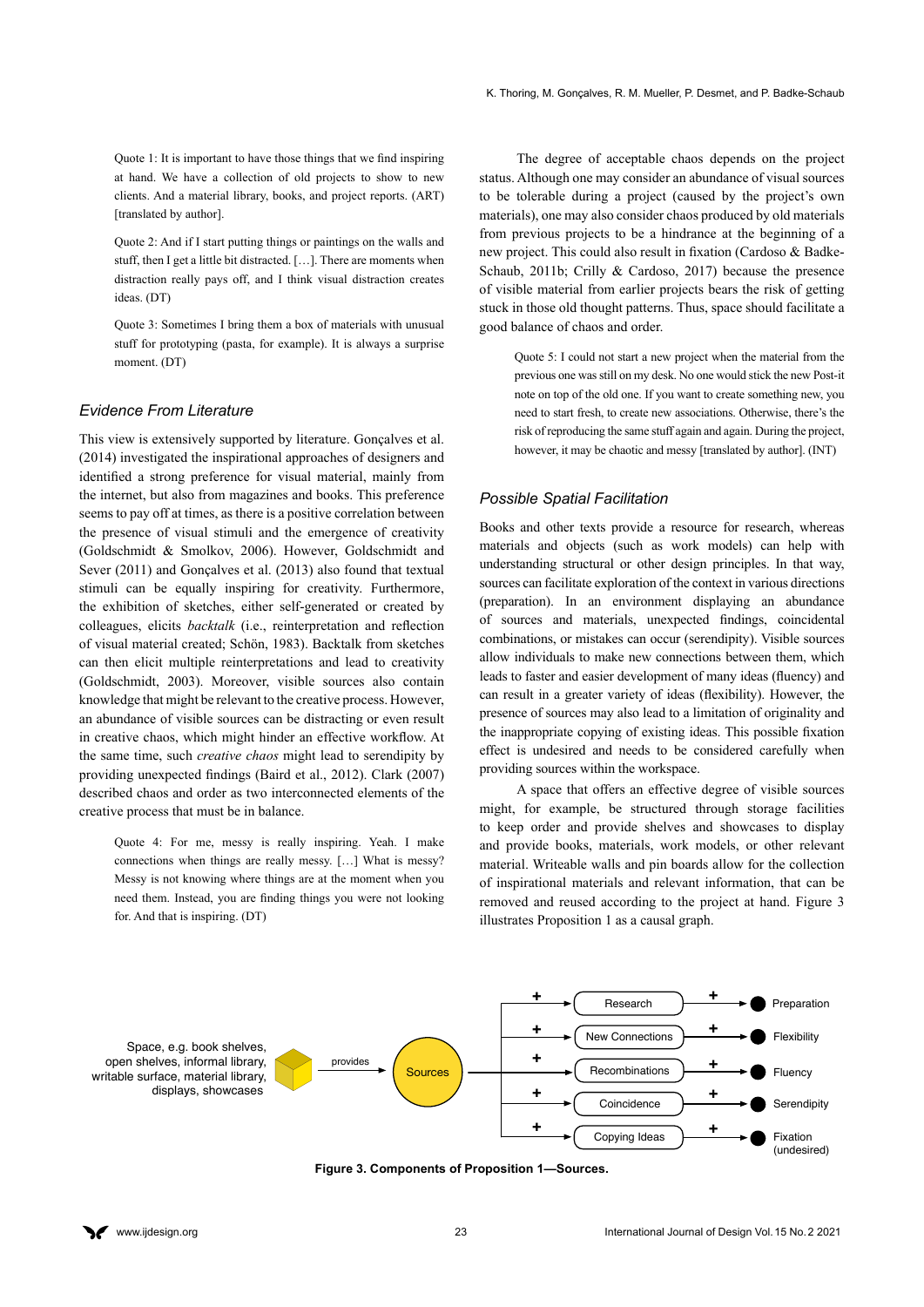Quote 1: It is important to have those things that we find inspiring at hand. We have a collection of old projects to show to new clients. And a material library, books, and project reports. (ART) [translated by author].

Quote 2: And if I start putting things or paintings on the walls and stuff, then I get a little bit distracted. […]. There are moments when distraction really pays off, and I think visual distraction creates ideas. (DT)

Quote 3: Sometimes I bring them a box of materials with unusual stuff for prototyping (pasta, for example). It is always a surprise moment. (DT)

### *Evidence From Literature*

This view is extensively supported by literature. Gonçalves et al. (2014) investigated the inspirational approaches of designers and identified a strong preference for visual material, mainly from the internet, but also from magazines and books. This preference seems to pay off at times, as there is a positive correlation between the presence of visual stimuli and the emergence of creativity (Goldschmidt & Smolkov, 2006). However, Goldschmidt and Sever (2011) and Gonçalves et al. (2013) also found that textual stimuli can be equally inspiring for creativity. Furthermore, the exhibition of sketches, either self-generated or created by colleagues, elicits *backtalk* (i.e., reinterpretation and reflection of visual material created; Schön, 1983). Backtalk from sketches can then elicit multiple reinterpretations and lead to creativity (Goldschmidt, 2003). Moreover, visible sources also contain knowledge that might be relevant to the creative process. However, an abundance of visible sources can be distracting or even result in creative chaos, which might hinder an effective workflow. At the same time, such *creative chaos* might lead to serendipity by providing unexpected findings (Baird et al., 2012). Clark (2007) described chaos and order as two interconnected elements of the creative process that must be in balance.

Quote 4: For me, messy is really inspiring. Yeah. I make connections when things are really messy. […] What is messy? Messy is not knowing where things are at the moment when you need them. Instead, you are finding things you were not looking for. And that is inspiring. (DT)

The degree of acceptable chaos depends on the project status. Although one may consider an abundance of visual sources to be tolerable during a project (caused by the project's own materials), one may also consider chaos produced by old materials from previous projects to be a hindrance at the beginning of a new project. This could also result in fixation (Cardoso & Badke-Schaub, 2011b; Crilly & Cardoso, 2017) because the presence of visible material from earlier projects bears the risk of getting stuck in those old thought patterns. Thus, space should facilitate a good balance of chaos and order.

Quote 5: I could not start a new project when the material from the previous one was still on my desk. No one would stick the new Post-it note on top of the old one. If you want to create something new, you need to start fresh, to create new associations. Otherwise, there's the risk of reproducing the same stuff again and again. During the project, however, it may be chaotic and messy [translated by author]. (INT)

### *Possible Spatial Facilitation*

Books and other texts provide a resource for research, whereas materials and objects (such as work models) can help with understanding structural or other design principles. In that way, sources can facilitate exploration of the context in various directions (preparation). In an environment displaying an abundance of sources and materials, unexpected findings, coincidental combinations, or mistakes can occur (serendipity). Visible sources allow individuals to make new connections between them, which leads to faster and easier development of many ideas (fluency) and can result in a greater variety of ideas (flexibility). However, the presence of sources may also lead to a limitation of originality and the inappropriate copying of existing ideas. This possible fixation effect is undesired and needs to be considered carefully when providing sources within the workspace.

A space that offers an effective degree of visible sources might, for example, be structured through storage facilities to keep order and provide shelves and showcases to display and provide books, materials, work models, or other relevant material. Writeable walls and pin boards allow for the collection of inspirational materials and relevant information, that can be removed and reused according to the project at hand. Figure 3 illustrates Proposition 1 as a causal graph.

Space, e.g. book shelves, open shelves, informal library, writable surface, material library, displays, showcases → provides → Sources
Sources → + Research → + Preparation
Sources → + New Connections → + Flexibility
Sources → + Recombinations → + Fluency
Sources → + Coincidence → + Serendipity
Sources → + Copying Ideas → + Fixation (undesired)

**Figure 3. Components of Proposition 1—Sources.**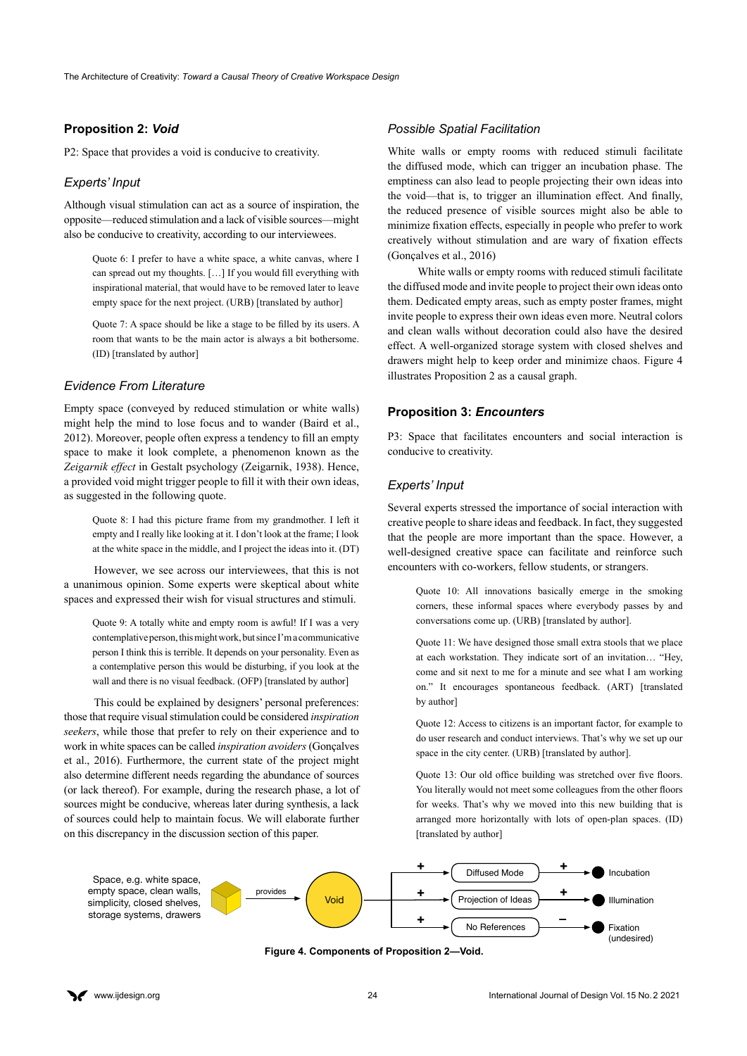## Proposition 2: *Void*

P2: Space that provides a void is conducive to creativity.

### *Experts' Input*

Although visual stimulation can act as a source of inspiration, the opposite—reduced stimulation and a lack of visible sources—might also be conducive to creativity, according to our interviewees.

> Quote 6: I prefer to have a white space, a white canvas, where I can spread out my thoughts. […] If you would fill everything with inspirational material, that would have to be removed later to leave empty space for the next project. (URB) [translated by author]

> Quote 7: A space should be like a stage to be filled by its users. A room that wants to be the main actor is always a bit bothersome. (ID) [translated by author]

### *Evidence From Literature*

Empty space (conveyed by reduced stimulation or white walls) might help the mind to lose focus and to wander (Baird et al., 2012). Moreover, people often express a tendency to fill an empty space to make it look complete, a phenomenon known as the *Zeigarnik effect* in Gestalt psychology (Zeigarnik, 1938). Hence, a provided void might trigger people to fill it with their own ideas, as suggested in the following quote.

> Quote 8: I had this picture frame from my grandmother. I left it empty and I really like looking at it. I don't look at the frame; I look at the white space in the middle, and I project the ideas into it. (DT)

However, we see across our interviewees, that this is not a unanimous opinion. Some experts were skeptical about white spaces and expressed their wish for visual structures and stimuli.

> Quote 9: A totally white and empty room is awful! If I was a very contemplative person, this might work, but since I'm a communicative person I think this is terrible. It depends on your personality. Even as a contemplative person this would be disturbing, if you look at the wall and there is no visual feedback. (OFP) [translated by author]

This could be explained by designers' personal preferences: those that require visual stimulation could be considered *inspiration seekers*, while those that prefer to rely on their experience and to work in white spaces can be called *inspiration avoiders* (Gonçalves et al., 2016). Furthermore, the current state of the project might also determine different needs regarding the abundance of sources (or lack thereof). For example, during the research phase, a lot of sources might be conducive, whereas later during synthesis, a lack of sources could help to maintain focus. We will elaborate further on this discrepancy in the discussion section of this paper.

### *Possible Spatial Facilitation*

White walls or empty rooms with reduced stimuli facilitate the diffused mode, which can trigger an incubation phase. The emptiness can also lead to people projecting their own ideas into the void—that is, to trigger an illumination effect. And finally, the reduced presence of visible sources might also be able to minimize fixation effects, especially in people who prefer to work creatively without stimulation and are wary of fixation effects (Gonçalves et al., 2016)

White walls or empty rooms with reduced stimuli facilitate the diffused mode and invite people to project their own ideas onto them. Dedicated empty areas, such as empty poster frames, might invite people to express their own ideas even more. Neutral colors and clean walls without decoration could also have the desired effect. A well-organized storage system with closed shelves and drawers might help to keep order and minimize chaos. Figure 4 illustrates Proposition 2 as a causal graph.

## Proposition 3: *Encounters*

P3: Space that facilitates encounters and social interaction is conducive to creativity.

### *Experts' Input*

Several experts stressed the importance of social interaction with creative people to share ideas and feedback. In fact, they suggested that the people are more important than the space. However, a well-designed creative space can facilitate and reinforce such encounters with co-workers, fellow students, or strangers.

> Quote 10: All innovations basically emerge in the smoking corners, these informal spaces where everybody passes by and conversations come up. (URB) [translated by author].

> Quote 11: We have designed those small extra stools that we place at each workstation. They indicate sort of an invitation… "Hey, come and sit next to me for a minute and see what I am working on." It encourages spontaneous feedback. (ART) [translated by author]

> Quote 12: Access to citizens is an important factor, for example to do user research and conduct interviews. That's why we set up our space in the city center. (URB) [translated by author].

> Quote 13: Our old office building was stretched over five floors. You literally would not meet some colleagues from the other floors for weeks. That's why we moved into this new building that is arranged more horizontally with lots of open-plan spaces. (ID) [translated by author]

Space, e.g. white space, empty space, clean walls, simplicity, closed shelves, storage systems, drawers → provides → Void
Void → + → Diffused Mode → + → Incubation
Void → + → Projection of Ideas → + → Illumination
Void → + → No References → − → Fixation (undesired)

**Figure 4. Components of Proposition 2—Void.**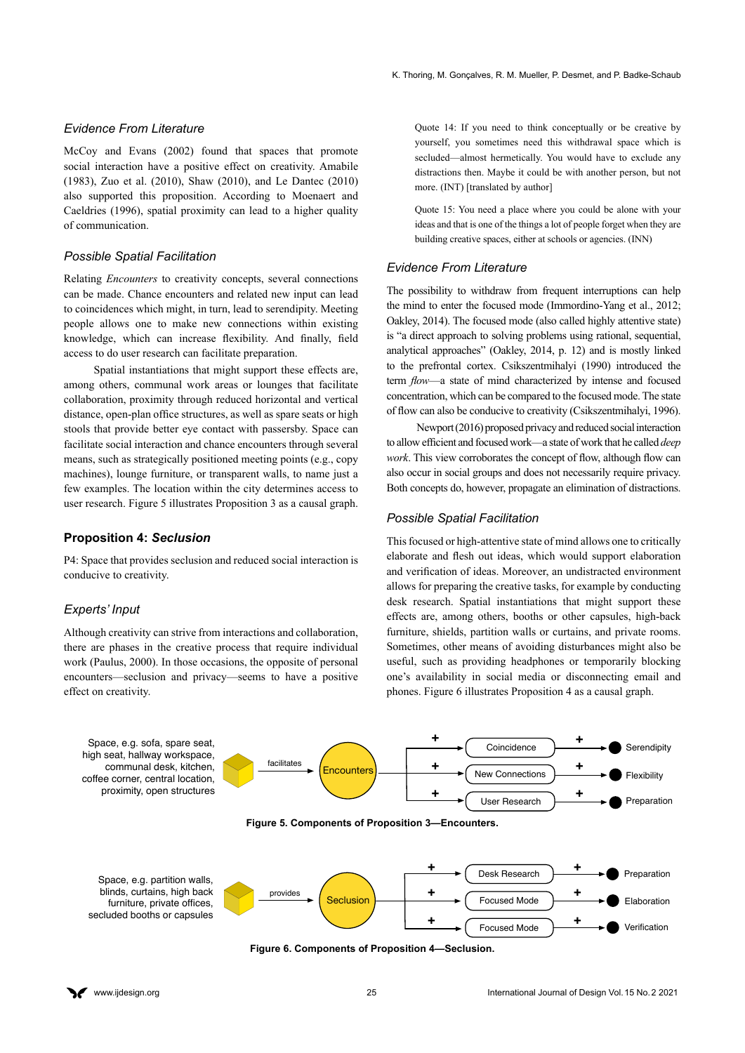### Evidence From Literature

McCoy and Evans (2002) found that spaces that promote social interaction have a positive effect on creativity. Amabile (1983), Zuo et al. (2010), Shaw (2010), and Le Dantec (2010) also supported this proposition. According to Moenaert and Caeldries (1996), spatial proximity can lead to a higher quality of communication.

### Possible Spatial Facilitation

Relating *Encounters* to creativity concepts, several connections can be made. Chance encounters and related new input can lead to coincidences which might, in turn, lead to serendipity. Meeting people allows one to make new connections within existing knowledge, which can increase flexibility. And finally, field access to do user research can facilitate preparation.

Spatial instantiations that might support these effects are, among others, communal work areas or lounges that facilitate collaboration, proximity through reduced horizontal and vertical distance, open-plan office structures, as well as spare seats or high stools that provide better eye contact with passersby. Space can facilitate social interaction and chance encounters through several means, such as strategically positioned meeting points (e.g., copy machines), lounge furniture, or transparent walls, to name just a few examples. The location within the city determines access to user research. Figure 5 illustrates Proposition 3 as a causal graph.

## Proposition 4: *Seclusion*

P4: Space that provides seclusion and reduced social interaction is conducive to creativity.

### Experts' Input

Although creativity can strive from interactions and collaboration, there are phases in the creative process that require individual work (Paulus, 2000). In those occasions, the opposite of personal encounters—seclusion and privacy—seems to have a positive effect on creativity.

> Quote 14: If you need to think conceptually or be creative by yourself, you sometimes need this withdrawal space which is secluded—almost hermetically. You would have to exclude any distractions then. Maybe it could be with another person, but not more. (INT) [translated by author]

> Quote 15: You need a place where you could be alone with your ideas and that is one of the things a lot of people forget when they are building creative spaces, either at schools or agencies. (INN)

### Evidence From Literature

The possibility to withdraw from frequent interruptions can help the mind to enter the focused mode (Immordino-Yang et al., 2012; Oakley, 2014). The focused mode (also called highly attentive state) is "a direct approach to solving problems using rational, sequential, analytical approaches" (Oakley, 2014, p. 12) and is mostly linked to the prefrontal cortex. Csikszentmihalyi (1990) introduced the term *flow*—a state of mind characterized by intense and focused concentration, which can be compared to the focused mode. The state of flow can also be conducive to creativity (Csikszentmihalyi, 1996).

Newport (2016) proposed privacy and reduced social interaction to allow efficient and focused work—a state of work that he called *deep work*. This view corroborates the concept of flow, although flow can also occur in social groups and does not necessarily require privacy. Both concepts do, however, propagate an elimination of distractions.

### Possible Spatial Facilitation

This focused or high-attentive state of mind allows one to critically elaborate and flesh out ideas, which would support elaboration and verification of ideas. Moreover, an undistracted environment allows for preparing the creative tasks, for example by conducting desk research. Spatial instantiations that might support these effects are, among others, booths or other capsules, high-back furniture, shields, partition walls or curtains, and private rooms. Sometimes, other means of avoiding disturbances might also be useful, such as providing headphones or temporarily blocking one's availability in social media or disconnecting email and phones. Figure 6 illustrates Proposition 4 as a causal graph.

Space, e.g. sofa, spare seat, high seat, hallway workspace, communal desk, kitchen, coffee corner, central location, proximity, open structures → facilitates → Encounters → (+) Coincidence (+) → Serendipity; (+) New Connections (+) → Flexibility; (+) User Research (+) → Preparation

**Figure 5. Components of Proposition 3—Encounters.**

Space, e.g. partition walls, blinds, curtains, high back furniture, private offices, secluded booths or capsules → provides → Seclusion → (+) Desk Research (+) → Preparation; (+) Focused Mode (+) → Elaboration; (+) Focused Mode (+) → Verification

**Figure 6. Components of Proposition 4—Seclusion.**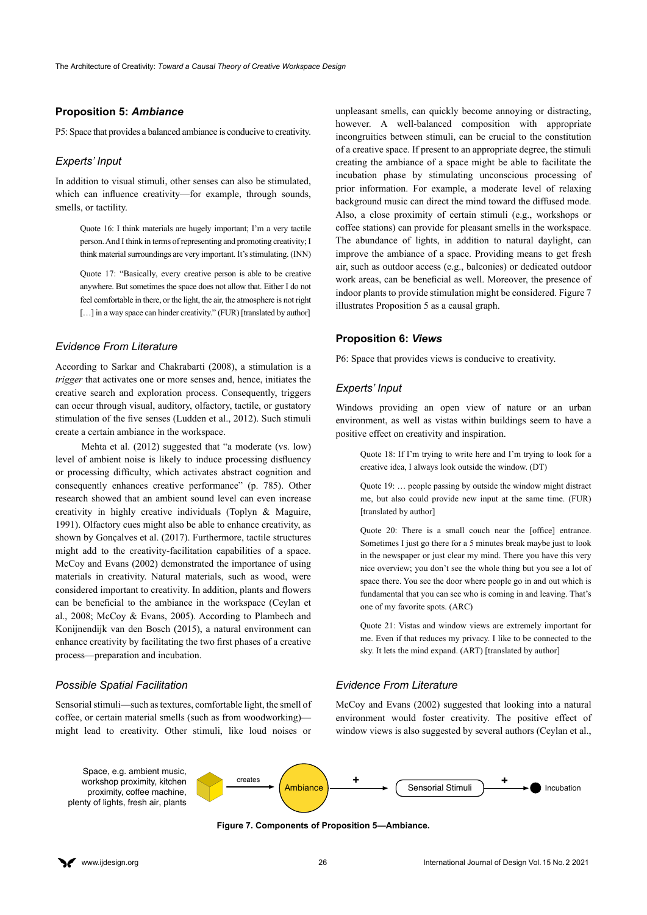### Proposition 5: *Ambiance*

P5: Space that provides a balanced ambiance is conducive to creativity.

#### *Experts' Input*

In addition to visual stimuli, other senses can also be stimulated, which can influence creativity—for example, through sounds, smells, or tactility.

> Quote 16: I think materials are hugely important; I'm a very tactile person. And I think in terms of representing and promoting creativity; I think material surroundings are very important. It's stimulating. (INN)

> Quote 17: "Basically, every creative person is able to be creative anywhere. But sometimes the space does not allow that. Either I do not feel comfortable in there, or the light, the air, the atmosphere is not right […] in a way space can hinder creativity." (FUR) [translated by author]

#### *Evidence From Literature*

According to Sarkar and Chakrabarti (2008), a stimulation is a *trigger* that activates one or more senses and, hence, initiates the creative search and exploration process. Consequently, triggers can occur through visual, auditory, olfactory, tactile, or gustatory stimulation of the five senses (Ludden et al., 2012). Such stimuli create a certain ambiance in the workspace.

Mehta et al. (2012) suggested that "a moderate (vs. low) level of ambient noise is likely to induce processing disfluency or processing difficulty, which activates abstract cognition and consequently enhances creative performance" (p. 785). Other research showed that an ambient sound level can even increase creativity in highly creative individuals (Toplyn & Maguire, 1991). Olfactory cues might also be able to enhance creativity, as shown by Gonçalves et al. (2017). Furthermore, tactile structures might add to the creativity-facilitation capabilities of a space. McCoy and Evans (2002) demonstrated the importance of using materials in creativity. Natural materials, such as wood, were considered important to creativity. In addition, plants and flowers can be beneficial to the ambiance in the workspace (Ceylan et al., 2008; McCoy & Evans, 2005). According to Plambech and Konijnendijk van den Bosch (2015), a natural environment can enhance creativity by facilitating the two first phases of a creative process—preparation and incubation.

#### *Possible Spatial Facilitation*

Sensorial stimuli—such as textures, comfortable light, the smell of coffee, or certain material smells (such as from woodworking)—might lead to creativity. Other stimuli, like loud noises or unpleasant smells, can quickly become annoying or distracting, however. A well-balanced composition with appropriate incongruities between stimuli, can be crucial to the constitution of a creative space. If present to an appropriate degree, the stimuli creating the ambiance of a space might be able to facilitate the incubation phase by stimulating unconscious processing of prior information. For example, a moderate level of relaxing background music can direct the mind toward the diffused mode. Also, a close proximity of certain stimuli (e.g., workshops or coffee stations) can provide for pleasant smells in the workspace. The abundance of lights, in addition to natural daylight, can improve the ambiance of a space. Providing means to get fresh air, such as outdoor access (e.g., balconies) or dedicated outdoor work areas, can be beneficial as well. Moreover, the presence of indoor plants to provide stimulation might be considered. Figure 7 illustrates Proposition 5 as a causal graph.

Space, e.g. ambient music, workshop proximity, kitchen proximity, coffee machine, plenty of lights, fresh air, plants → creates → Ambiance → + → Sensorial Stimuli → + → Incubation

**Figure 7. Components of Proposition 5—Ambiance.**

### Proposition 6: *Views*

P6: Space that provides views is conducive to creativity.

#### *Experts' Input*

Windows providing an open view of nature or an urban environment, as well as vistas within buildings seem to have a positive effect on creativity and inspiration.

> Quote 18: If I'm trying to write here and I'm trying to look for a creative idea, I always look outside the window. (DT)

> Quote 19: … people passing by outside the window might distract me, but also could provide new input at the same time. (FUR) [translated by author]

> Quote 20: There is a small couch near the [office] entrance. Sometimes I just go there for a 5 minutes break maybe just to look in the newspaper or just clear my mind. There you have this very nice overview; you don't see the whole thing but you see a lot of space there. You see the door where people go in and out which is fundamental that you can see who is coming in and leaving. That's one of my favorite spots. (ARC)

> Quote 21: Vistas and window views are extremely important for me. Even if that reduces my privacy. I like to be connected to the sky. It lets the mind expand. (ART) [translated by author]

#### *Evidence From Literature*

McCoy and Evans (2002) suggested that looking into a natural environment would foster creativity. The positive effect of window views is also suggested by several authors (Ceylan et al.,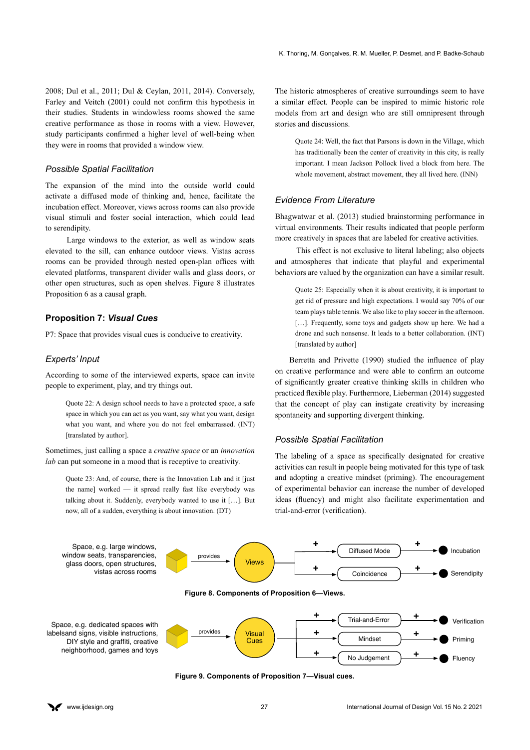2008; Dul et al., 2011; Dul & Ceylan, 2011, 2014). Conversely, Farley and Veitch (2001) could not confirm this hypothesis in their studies. Students in windowless rooms showed the same creative performance as those in rooms with a view. However, study participants confirmed a higher level of well-being when they were in rooms that provided a window view.

### *Possible Spatial Facilitation*

The expansion of the mind into the outside world could activate a diffused mode of thinking and, hence, facilitate the incubation effect. Moreover, views across rooms can also provide visual stimuli and foster social interaction, which could lead to serendipity.

Large windows to the exterior, as well as window seats elevated to the sill, can enhance outdoor views. Vistas across rooms can be provided through nested open-plan offices with elevated platforms, transparent divider walls and glass doors, or other open structures, such as open shelves. Figure 8 illustrates Proposition 6 as a causal graph.

## Proposition 7: *Visual Cues*

P7: Space that provides visual cues is conducive to creativity.

### *Experts' Input*

According to some of the interviewed experts, space can invite people to experiment, play, and try things out.

> Quote 22: A design school needs to have a protected space, a safe space in which you can act as you want, say what you want, design what you want, and where you do not feel embarrassed. (INT) [translated by author].

Sometimes, just calling a space a *creative space* or an *innovation lab* can put someone in a mood that is receptive to creativity.

> Quote 23: And, of course, there is the Innovation Lab and it [just the name] worked — it spread really fast like everybody was talking about it. Suddenly, everybody wanted to use it […]. But now, all of a sudden, everything is about innovation. (DT)

The historic atmospheres of creative surroundings seem to have a similar effect. People can be inspired to mimic historic role models from art and design who are still omnipresent through stories and discussions.

> Quote 24: Well, the fact that Parsons is down in the Village, which has traditionally been the center of creativity in this city, is really important. I mean Jackson Pollock lived a block from here. The whole movement, abstract movement, they all lived here. (INN)

### *Evidence From Literature*

Bhagwatwar et al. (2013) studied brainstorming performance in virtual environments. Their results indicated that people perform more creatively in spaces that are labeled for creative activities.

This effect is not exclusive to literal labeling; also objects and atmospheres that indicate that playful and experimental behaviors are valued by the organization can have a similar result.

> Quote 25: Especially when it is about creativity, it is important to get rid of pressure and high expectations. I would say 70% of our team plays table tennis. We also like to play soccer in the afternoon. […]. Frequently, some toys and gadgets show up here. We had a drone and such nonsense. It leads to a better collaboration. (INT) [translated by author]

Berretta and Privette (1990) studied the influence of play on creative performance and were able to confirm an outcome of significantly greater creative thinking skills in children who practiced flexible play. Furthermore, Lieberman (2014) suggested that the concept of play can instigate creativity by increasing spontaneity and supporting divergent thinking.

### *Possible Spatial Facilitation*

The labeling of a space as specifically designated for creative activities can result in people being motivated for this type of task and adopting a creative mindset (priming). The encouragement of experimental behavior can increase the number of developed ideas (fluency) and might also facilitate experimentation and trial-and-error (verification).

Space, e.g. large windows, window seats, transparencies, glass doors, open structures, vistas across rooms — provides → Views → + Diffused Mode → + Incubation; + Coincidence → + Serendipity

**Figure 8. Components of Proposition 6—Views.**

Space, e.g. dedicated spaces with labelsand signs, visible instructions, DIY style and graffiti, creative neighborhood, games and toys — provides → Visual Cues → + Trial-and-Error → + Verification; + Mindset → + Priming; + No Judgement → + Fluency

**Figure 9. Components of Proposition 7—Visual cues.**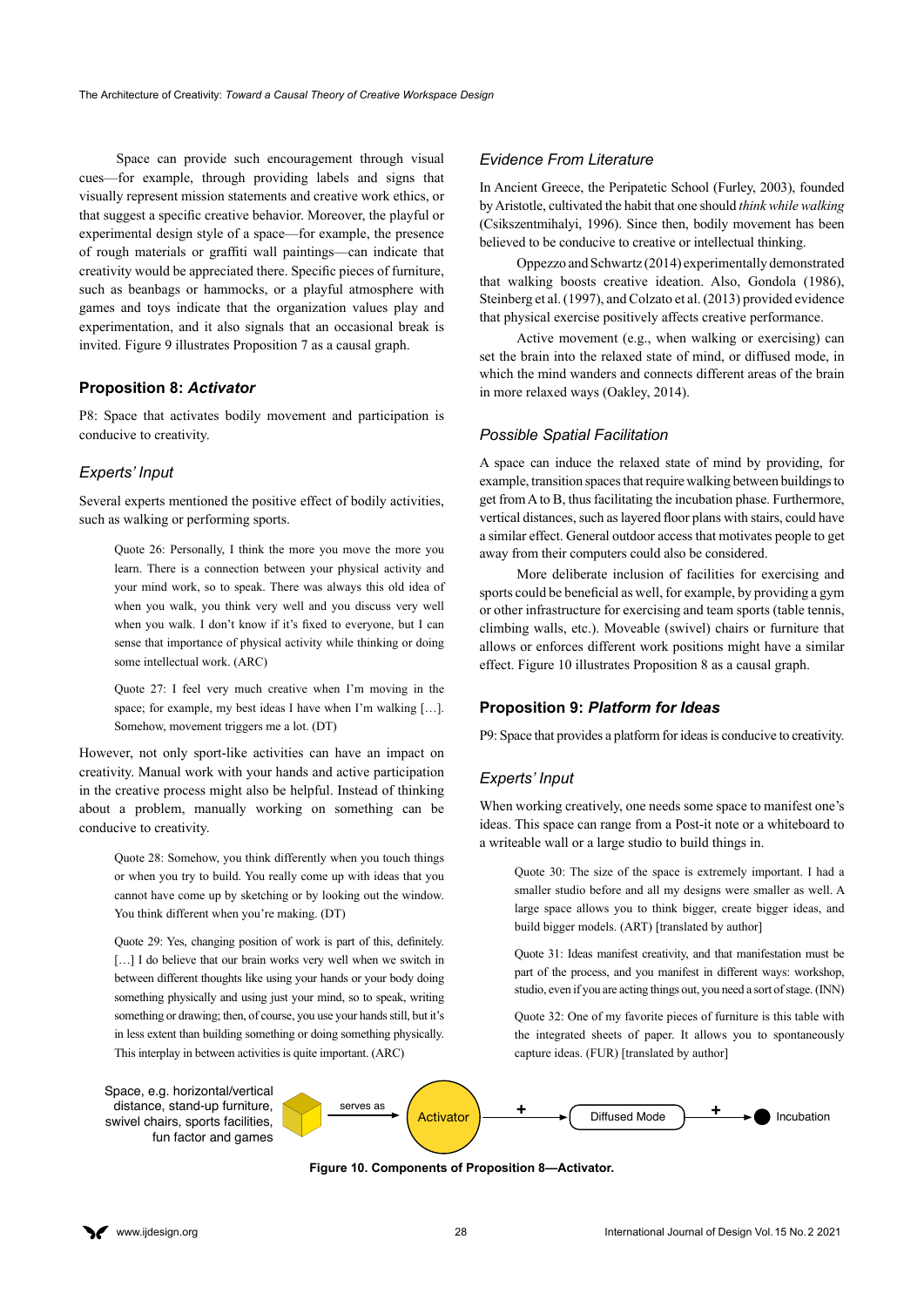Space can provide such encouragement through visual cues—for example, through providing labels and signs that visually represent mission statements and creative work ethics, or that suggest a specific creative behavior. Moreover, the playful or experimental design style of a space—for example, the presence of rough materials or graffiti wall paintings—can indicate that creativity would be appreciated there. Specific pieces of furniture, such as beanbags or hammocks, or a playful atmosphere with games and toys indicate that the organization values play and experimentation, and it also signals that an occasional break is invited. Figure 9 illustrates Proposition 7 as a causal graph.

## Proposition 8: *Activator*

P8: Space that activates bodily movement and participation is conducive to creativity.

### *Experts' Input*

Several experts mentioned the positive effect of bodily activities, such as walking or performing sports.

> Quote 26: Personally, I think the more you move the more you learn. There is a connection between your physical activity and your mind work, so to speak. There was always this old idea of when you walk, you think very well and you discuss very well when you walk. I don't know if it's fixed to everyone, but I can sense that importance of physical activity while thinking or doing some intellectual work. (ARC)

> Quote 27: I feel very much creative when I'm moving in the space; for example, my best ideas I have when I'm walking […]. Somehow, movement triggers me a lot. (DT)

However, not only sport-like activities can have an impact on creativity. Manual work with your hands and active participation in the creative process might also be helpful. Instead of thinking about a problem, manually working on something can be conducive to creativity.

> Quote 28: Somehow, you think differently when you touch things or when you try to build. You really come up with ideas that you cannot have come up by sketching or by looking out the window. You think different when you're making. (DT)

> Quote 29: Yes, changing position of work is part of this, definitely. […] I do believe that our brain works very well when we switch in between different thoughts like using your hands or your body doing something physically and using just your mind, so to speak, writing something or drawing; then, of course, you use your hands still, but it's in less extent than building something or doing something physically. This interplay in between activities is quite important. (ARC)

### *Evidence From Literature*

In Ancient Greece, the Peripatetic School (Furley, 2003), founded by Aristotle, cultivated the habit that one should *think while walking* (Csikszentmihalyi, 1996). Since then, bodily movement has been believed to be conducive to creative or intellectual thinking.

Oppezzo and Schwartz (2014) experimentally demonstrated that walking boosts creative ideation. Also, Gondola (1986), Steinberg et al. (1997), and Colzato et al. (2013) provided evidence that physical exercise positively affects creative performance.

Active movement (e.g., when walking or exercising) can set the brain into the relaxed state of mind, or diffused mode, in which the mind wanders and connects different areas of the brain in more relaxed ways (Oakley, 2014).

### *Possible Spatial Facilitation*

A space can induce the relaxed state of mind by providing, for example, transition spaces that require walking between buildings to get from A to B, thus facilitating the incubation phase. Furthermore, vertical distances, such as layered floor plans with stairs, could have a similar effect. General outdoor access that motivates people to get away from their computers could also be considered.

More deliberate inclusion of facilities for exercising and sports could be beneficial as well, for example, by providing a gym or other infrastructure for exercising and team sports (table tennis, climbing walls, etc.). Moveable (swivel) chairs or furniture that allows or enforces different work positions might have a similar effect. Figure 10 illustrates Proposition 8 as a causal graph.

Space, e.g. horizontal/vertical distance, stand-up furniture, swivel chairs, sports facilities, fun factor and games → serves as → Activator → + → Diffused Mode → + → Incubation

**Figure 10. Components of Proposition 8—Activator.**

## Proposition 9: *Platform for Ideas*

P9: Space that provides a platform for ideas is conducive to creativity.

### *Experts' Input*

When working creatively, one needs some space to manifest one's ideas. This space can range from a Post-it note or a whiteboard to a writeable wall or a large studio to build things in.

> Quote 30: The size of the space is extremely important. I had a smaller studio before and all my designs were smaller as well. A large space allows you to think bigger, create bigger ideas, and build bigger models. (ART) [translated by author]

> Quote 31: Ideas manifest creativity, and that manifestation must be part of the process, and you manifest in different ways: workshop, studio, even if you are acting things out, you need a sort of stage. (INN)

> Quote 32: One of my favorite pieces of furniture is this table with the integrated sheets of paper. It allows you to spontaneously capture ideas. (FUR) [translated by author]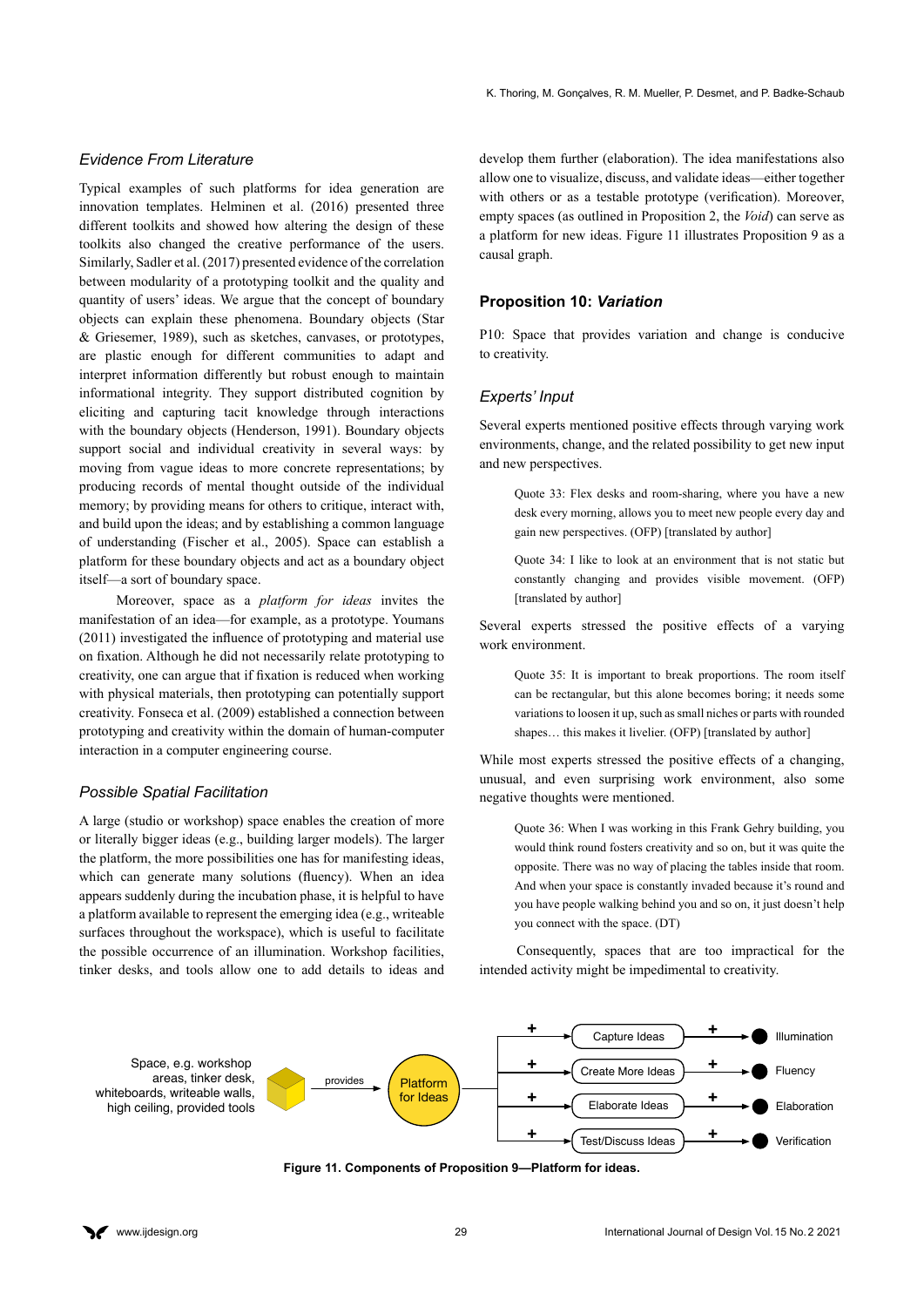### *Evidence From Literature*

Typical examples of such platforms for idea generation are innovation templates. Helminen et al. (2016) presented three different toolkits and showed how altering the design of these toolkits also changed the creative performance of the users. Similarly, Sadler et al. (2017) presented evidence of the correlation between modularity of a prototyping toolkit and the quality and quantity of users' ideas. We argue that the concept of boundary objects can explain these phenomena. Boundary objects (Star & Griesemer, 1989), such as sketches, canvases, or prototypes, are plastic enough for different communities to adapt and interpret information differently but robust enough to maintain informational integrity. They support distributed cognition by eliciting and capturing tacit knowledge through interactions with the boundary objects (Henderson, 1991). Boundary objects support social and individual creativity in several ways: by moving from vague ideas to more concrete representations; by producing records of mental thought outside of the individual memory; by providing means for others to critique, interact with, and build upon the ideas; and by establishing a common language of understanding (Fischer et al., 2005). Space can establish a platform for these boundary objects and act as a boundary object itself—a sort of boundary space.

Moreover, space as a *platform for ideas* invites the manifestation of an idea—for example, as a prototype. Youmans (2011) investigated the influence of prototyping and material use on fixation. Although he did not necessarily relate prototyping to creativity, one can argue that if fixation is reduced when working with physical materials, then prototyping can potentially support creativity. Fonseca et al. (2009) established a connection between prototyping and creativity within the domain of human-computer interaction in a computer engineering course.

### *Possible Spatial Facilitation*

A large (studio or workshop) space enables the creation of more or literally bigger ideas (e.g., building larger models). The larger the platform, the more possibilities one has for manifesting ideas, which can generate many solutions (fluency). When an idea appears suddenly during the incubation phase, it is helpful to have a platform available to represent the emerging idea (e.g., writeable surfaces throughout the workspace), which is useful to facilitate the possible occurrence of an illumination. Workshop facilities, tinker desks, and tools allow one to add details to ideas and develop them further (elaboration). The idea manifestations also allow one to visualize, discuss, and validate ideas—either together with others or as a testable prototype (verification). Moreover, empty spaces (as outlined in Proposition 2, the *Void*) can serve as a platform for new ideas. Figure 11 illustrates Proposition 9 as a causal graph.

## Proposition 10: *Variation*

P10: Space that provides variation and change is conducive to creativity.

### *Experts' Input*

Several experts mentioned positive effects through varying work environments, change, and the related possibility to get new input and new perspectives.

> Quote 33: Flex desks and room-sharing, where you have a new desk every morning, allows you to meet new people every day and gain new perspectives. (OFP) [translated by author]

> Quote 34: I like to look at an environment that is not static but constantly changing and provides visible movement. (OFP) [translated by author]

Several experts stressed the positive effects of a varying work environment.

> Quote 35: It is important to break proportions. The room itself can be rectangular, but this alone becomes boring; it needs some variations to loosen it up, such as small niches or parts with rounded shapes… this makes it livelier. (OFP) [translated by author]

While most experts stressed the positive effects of a changing, unusual, and even surprising work environment, also some negative thoughts were mentioned.

> Quote 36: When I was working in this Frank Gehry building, you would think round fosters creativity and so on, but it was quite the opposite. There was no way of placing the tables inside that room. And when your space is constantly invaded because it's round and you have people walking behind you and so on, it just doesn't help you connect with the space. (DT)

Consequently, spaces that are too impractical for the intended activity might be impedimental to creativity.

Space, e.g. workshop areas, tinker desk, whiteboards, writeable walls, high ceiling, provided tools → provides → Platform for Ideas → + Capture Ideas → + Illumination; + Create More Ideas → + Fluency; + Elaborate Ideas → + Elaboration; + Test/Discuss Ideas → + Verification

**Figure 11. Components of Proposition 9—Platform for ideas.**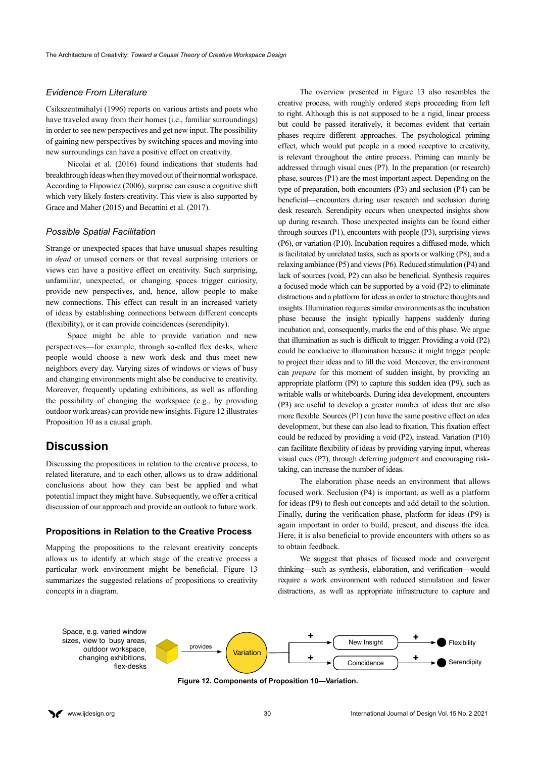### *Evidence From Literature*

Csikszentmihalyi (1996) reports on various artists and poets who have traveled away from their homes (i.e., familiar surroundings) in order to see new perspectives and get new input. The possibility of gaining new perspectives by switching spaces and moving into new surroundings can have a positive effect on creativity.

Nicolai et al. (2016) found indications that students had breakthrough ideas when they moved out of their normal workspace. According to Flipowicz (2006), surprise can cause a cognitive shift which very likely fosters creativity. This view is also supported by Grace and Maher (2015) and Becattini et al. (2017).

### *Possible Spatial Facilitation*

Strange or unexpected spaces that have unusual shapes resulting in *dead* or unused corners or that reveal surprising interiors or views can have a positive effect on creativity. Such surprising, unfamiliar, unexpected, or changing spaces trigger curiosity, provide new perspectives, and, hence, allow people to make new connections. This effect can result in an increased variety of ideas by establishing connections between different concepts (flexibility), or it can provide coincidences (serendipity).

Space might be able to provide variation and new perspectives—for example, through so-called flex desks, where people would choose a new work desk and thus meet new neighbors every day. Varying sizes of windows or views of busy and changing environments might also be conducive to creativity. Moreover, frequently updating exhibitions, as well as affording the possibility of changing the workspace (e.g., by providing outdoor work areas) can provide new insights. Figure 12 illustrates Proposition 10 as a causal graph.

## Discussion

Discussing the propositions in relation to the creative process, to related literature, and to each other, allows us to draw additional conclusions about how they can best be applied and what potential impact they might have. Subsequently, we offer a critical discussion of our approach and provide an outlook to future work.

### Propositions in Relation to the Creative Process

Mapping the propositions to the relevant creativity concepts allows us to identify at which stage of the creative process a particular work environment might be beneficial. Figure 13 summarizes the suggested relations of propositions to creativity concepts in a diagram.

The overview presented in Figure 13 also resembles the creative process, with roughly ordered steps proceeding from left to right. Although this is not supposed to be a rigid, linear process but could be passed iteratively, it becomes evident that certain phases require different approaches. The psychological priming effect, which would put people in a mood receptive to creativity, is relevant throughout the entire process. Priming can mainly be addressed through visual cues (P7). In the preparation (or research) phase, sources (P1) are the most important aspect. Depending on the type of preparation, both encounters (P3) and seclusion (P4) can be beneficial—encounters during user research and seclusion during desk research. Serendipity occurs when unexpected insights show up during research. Those unexpected insights can be found either through sources (P1), encounters with people (P3), surprising views (P6), or variation (P10). Incubation requires a diffused mode, which is facilitated by unrelated tasks, such as sports or walking (P8), and a relaxing ambiance (P5) and views (P6). Reduced stimulation (P4) and lack of sources (void, P2) can also be beneficial. Synthesis requires a focused mode which can be supported by a void (P2) to eliminate distractions and a platform for ideas in order to structure thoughts and insights. Illumination requires similar environments as the incubation phase because the insight typically happens suddenly during incubation and, consequently, marks the end of this phase. We argue that illumination as such is difficult to trigger. Providing a void (P2) could be conducive to illumination because it might trigger people to project their ideas and to fill the void. Moreover, the environment can *prepare* for this moment of sudden insight, by providing an appropriate platform (P9) to capture this sudden idea (P9), such as writable walls or whiteboards. During idea development, encounters (P3) are useful to develop a greater number of ideas that are also more flexible. Sources (P1) can have the same positive effect on idea development, but these can also lead to fixation. This fixation effect could be reduced by providing a void (P2), instead. Variation (P10) can facilitate flexibility of ideas by providing varying input, whereas visual cues (P7), through deferring judgment and encouraging risk-taking, can increase the number of ideas.

The elaboration phase needs an environment that allows focused work. Seclusion (P4) is important, as well as a platform for ideas (P9) to flesh out concepts and add detail to the solution. Finally, during the verification phase, platform for ideas (P9) is again important in order to build, present, and discuss the idea. Here, it is also beneficial to provide encounters with others so as to obtain feedback.

We suggest that phases of focused mode and convergent thinking—such as synthesis, elaboration, and verification—would require a work environment with reduced stimulation and fewer distractions, as well as appropriate infrastructure to capture and

Space, e.g. varied window sizes, view to busy areas, outdoor workspace, changing exhibitions, flex-desks → provides → Variation → + New Insight → + Flexibility; Variation → + Coincidence → + Serendipity

**Figure 12. Components of Proposition 10—Variation.**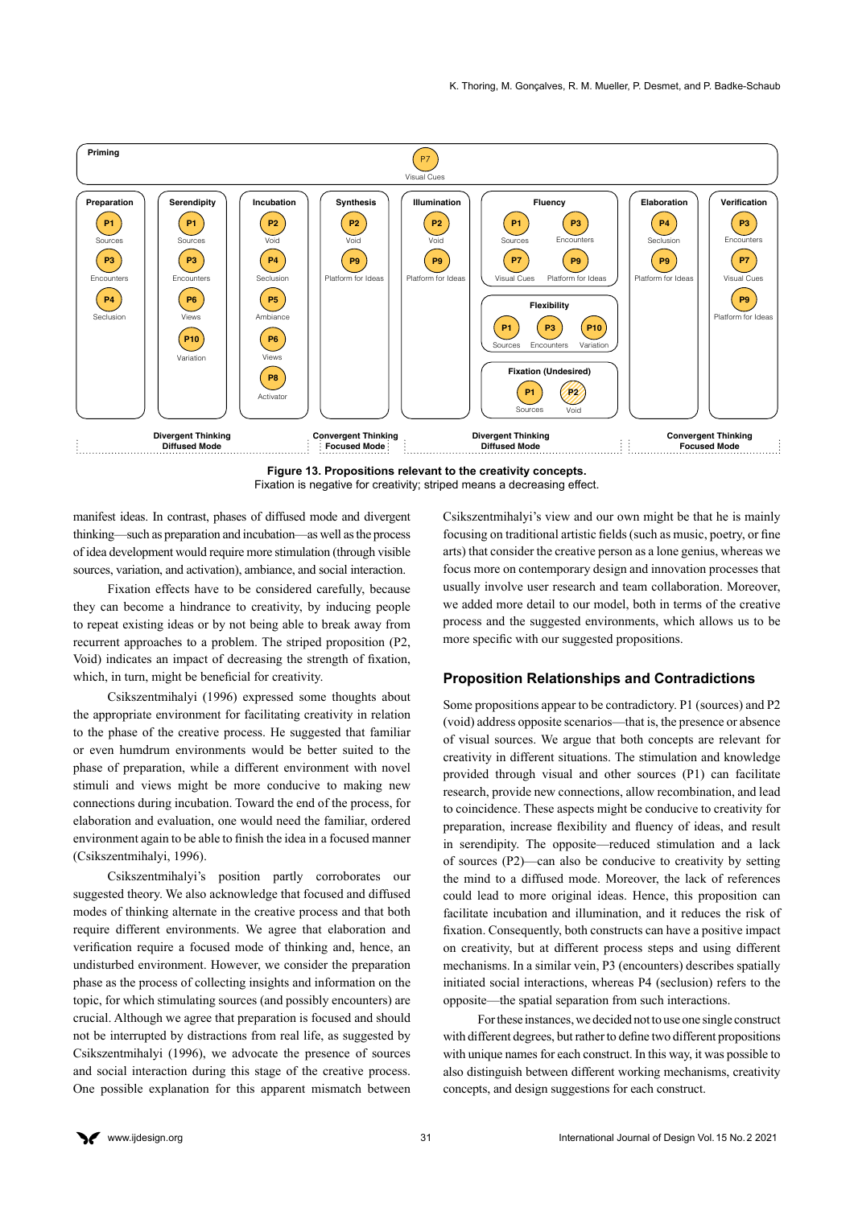**Figure 13. Propositions relevant to the creativity concepts.**
Fixation is negative for creativity; striped means a decreasing effect.

manifest ideas. In contrast, phases of diffused mode and divergent thinking—such as preparation and incubation—as well as the process of idea development would require more stimulation (through visible sources, variation, and activation), ambiance, and social interaction.

Fixation effects have to be considered carefully, because they can become a hindrance to creativity, by inducing people to repeat existing ideas or by not being able to break away from recurrent approaches to a problem. The striped proposition (P2, Void) indicates an impact of decreasing the strength of fixation, which, in turn, might be beneficial for creativity.

Csikszentmihalyi (1996) expressed some thoughts about the appropriate environment for facilitating creativity in relation to the phase of the creative process. He suggested that familiar or even humdrum environments would be better suited to the phase of preparation, while a different environment with novel stimuli and views might be more conducive to making new connections during incubation. Toward the end of the process, for elaboration and evaluation, one would need the familiar, ordered environment again to be able to finish the idea in a focused manner (Csikszentmihalyi, 1996).

Csikszentmihalyi's position partly corroborates our suggested theory. We also acknowledge that focused and diffused modes of thinking alternate in the creative process and that both require different environments. We agree that elaboration and verification require a focused mode of thinking and, hence, an undisturbed environment. However, we consider the preparation phase as the process of collecting insights and information on the topic, for which stimulating sources (and possibly encounters) are crucial. Although we agree that preparation is focused and should not be interrupted by distractions from real life, as suggested by Csikszentmihalyi (1996), we advocate the presence of sources and social interaction during this stage of the creative process. One possible explanation for this apparent mismatch between Csikszentmihalyi's view and our own might be that he is mainly focusing on traditional artistic fields (such as music, poetry, or fine arts) that consider the creative person as a lone genius, whereas we focus more on contemporary design and innovation processes that usually involve user research and team collaboration. Moreover, we added more detail to our model, both in terms of the creative process and the suggested environments, which allows us to be more specific with our suggested propositions.

## Proposition Relationships and Contradictions

Some propositions appear to be contradictory. P1 (sources) and P2 (void) address opposite scenarios—that is, the presence or absence of visual sources. We argue that both concepts are relevant for creativity in different situations. The stimulation and knowledge provided through visual and other sources (P1) can facilitate research, provide new connections, allow recombination, and lead to coincidence. These aspects might be conducive to creativity for preparation, increase flexibility and fluency of ideas, and result in serendipity. The opposite—reduced stimulation and a lack of sources (P2)—can also be conducive to creativity by setting the mind to a diffused mode. Moreover, the lack of references could lead to more original ideas. Hence, this proposition can facilitate incubation and illumination, and it reduces the risk of fixation. Consequently, both constructs can have a positive impact on creativity, but at different process steps and using different mechanisms. In a similar vein, P3 (encounters) describes spatially initiated social interactions, whereas P4 (seclusion) refers to the opposite—the spatial separation from such interactions.

For these instances, we decided not to use one single construct with different degrees, but rather to define two different propositions with unique names for each construct. In this way, it was possible to also distinguish between different working mechanisms, creativity concepts, and design suggestions for each construct.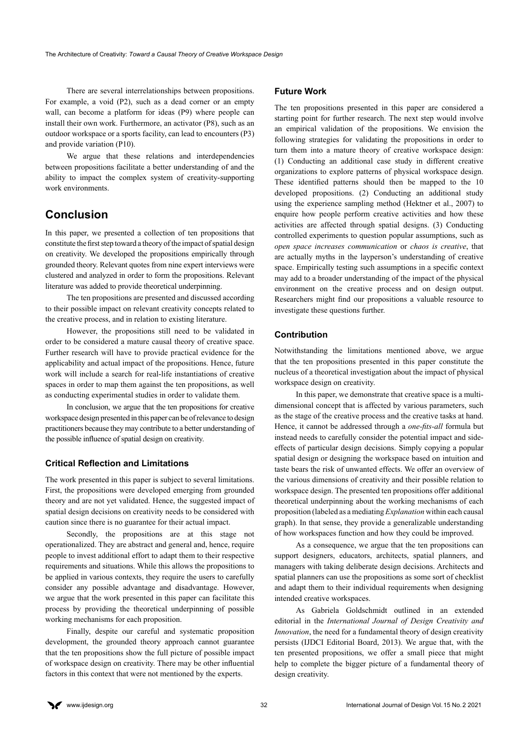There are several interrelationships between propositions. For example, a void (P2), such as a dead corner or an empty wall, can become a platform for ideas (P9) where people can install their own work. Furthermore, an activator (P8), such as an outdoor workspace or a sports facility, can lead to encounters (P3) and provide variation (P10).

We argue that these relations and interdependencies between propositions facilitate a better understanding of and the ability to impact the complex system of creativity-supporting work environments.

## Conclusion

In this paper, we presented a collection of ten propositions that constitute the first step toward a theory of the impact of spatial design on creativity. We developed the propositions empirically through grounded theory. Relevant quotes from nine expert interviews were clustered and analyzed in order to form the propositions. Relevant literature was added to provide theoretical underpinning.

The ten propositions are presented and discussed according to their possible impact on relevant creativity concepts related to the creative process, and in relation to existing literature.

However, the propositions still need to be validated in order to be considered a mature causal theory of creative space. Further research will have to provide practical evidence for the applicability and actual impact of the propositions. Hence, future work will include a search for real-life instantiations of creative spaces in order to map them against the ten propositions, as well as conducting experimental studies in order to validate them.

In conclusion, we argue that the ten propositions for creative workspace design presented in this paper can be of relevance to design practitioners because they may contribute to a better understanding of the possible influence of spatial design on creativity.

### Critical Reflection and Limitations

The work presented in this paper is subject to several limitations. First, the propositions were developed emerging from grounded theory and are not yet validated. Hence, the suggested impact of spatial design decisions on creativity needs to be considered with caution since there is no guarantee for their actual impact.

Secondly, the propositions are at this stage not operationalized. They are abstract and general and, hence, require people to invest additional effort to adapt them to their respective requirements and situations. While this allows the propositions to be applied in various contexts, they require the users to carefully consider any possible advantage and disadvantage. However, we argue that the work presented in this paper can facilitate this process by providing the theoretical underpinning of possible working mechanisms for each proposition.

Finally, despite our careful and systematic proposition development, the grounded theory approach cannot guarantee that the ten propositions show the full picture of possible impact of workspace design on creativity. There may be other influential factors in this context that were not mentioned by the experts.

### Future Work

The ten propositions presented in this paper are considered a starting point for further research. The next step would involve an empirical validation of the propositions. We envision the following strategies for validating the propositions in order to turn them into a mature theory of creative workspace design: (1) Conducting an additional case study in different creative organizations to explore patterns of physical workspace design. These identified patterns should then be mapped to the 10 developed propositions. (2) Conducting an additional study using the experience sampling method (Hektner et al., 2007) to enquire how people perform creative activities and how these activities are affected through spatial designs. (3) Conducting controlled experiments to question popular assumptions, such as *open space increases communication* or *chaos is creative*, that are actually myths in the layperson's understanding of creative space. Empirically testing such assumptions in a specific context may add to a broader understanding of the impact of the physical environment on the creative process and on design output. Researchers might find our propositions a valuable resource to investigate these questions further.

### Contribution

Notwithstanding the limitations mentioned above, we argue that the ten propositions presented in this paper constitute the nucleus of a theoretical investigation about the impact of physical workspace design on creativity.

In this paper, we demonstrate that creative space is a multi-dimensional concept that is affected by various parameters, such as the stage of the creative process and the creative tasks at hand. Hence, it cannot be addressed through a *one-fits-all* formula but instead needs to carefully consider the potential impact and side-effects of particular design decisions. Simply copying a popular spatial design or designing the workspace based on intuition and taste bears the risk of unwanted effects. We offer an overview of the various dimensions of creativity and their possible relation to workspace design. The presented ten propositions offer additional theoretical underpinning about the working mechanisms of each proposition (labeled as a mediating *Explanation* within each causal graph). In that sense, they provide a generalizable understanding of how workspaces function and how they could be improved.

As a consequence, we argue that the ten propositions can support designers, educators, architects, spatial planners, and managers with taking deliberate design decisions. Architects and spatial planners can use the propositions as some sort of checklist and adapt them to their individual requirements when designing intended creative workspaces.

As Gabriela Goldschmidt outlined in an extended editorial in the *International Journal of Design Creativity and Innovation*, the need for a fundamental theory of design creativity persists (IJDCI Editorial Board, 2013). We argue that, with the ten presented propositions, we offer a small piece that might help to complete the bigger picture of a fundamental theory of design creativity.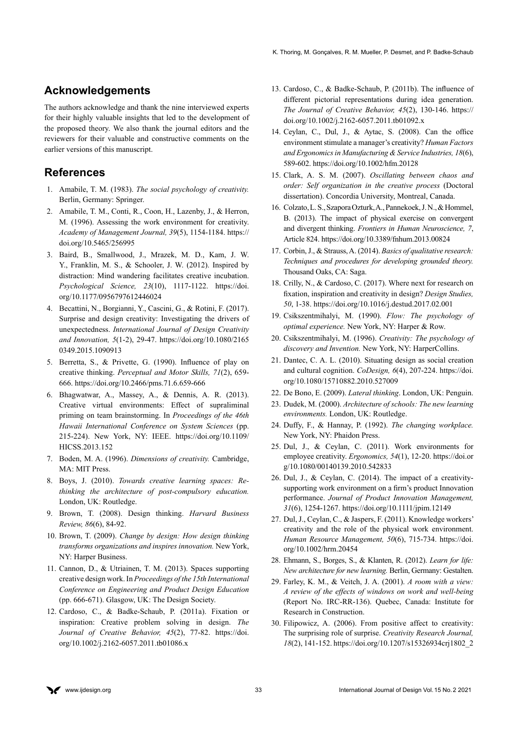## Acknowledgements

The authors acknowledge and thank the nine interviewed experts for their highly valuable insights that led to the development of the proposed theory. We also thank the journal editors and the reviewers for their valuable and constructive comments on the earlier versions of this manuscript.

## References

1. Amabile, T. M. (1983). *The social psychology of creativity.* Berlin, Germany: Springer.
2. Amabile, T. M., Conti, R., Coon, H., Lazenby, J., & Herron, M. (1996). Assessing the work environment for creativity. *Academy of Management Journal, 39*(5), 1154-1184. https://doi.org/10.5465/256995
3. Baird, B., Smallwood, J., Mrazek, M. D., Kam, J. W. Y., Franklin, M. S., & Schooler, J. W. (2012). Inspired by distraction: Mind wandering facilitates creative incubation. *Psychological Science, 23*(10), 1117-1122. https://doi.org/10.1177/0956797612446024
4. Becattini, N., Borgianni, Y., Cascini, G., & Rotini, F. (2017). Surprise and design creativity: Investigating the drivers of unexpectedness. *International Journal of Design Creativity and Innovation, 5*(1-2), 29-47. https://doi.org/10.1080/21650349.2015.1090913
5. Berretta, S., & Privette, G. (1990). Influence of play on creative thinking. *Perceptual and Motor Skills, 71*(2), 659-666. https://doi.org/10.2466/pms.71.6.659-666
6. Bhagwatwar, A., Massey, A., & Dennis, A. R. (2013). Creative virtual environments: Effect of supraliminal priming on team brainstorming. In *Proceedings of the 46th Hawaii International Conference on System Sciences* (pp. 215-224). New York, NY: IEEE. https://doi.org/10.1109/HICSS.2013.152
7. Boden, M. A. (1996). *Dimensions of creativity.* Cambridge, MA: MIT Press.
8. Boys, J. (2010). *Towards creative learning spaces: Re-thinking the architecture of post-compulsory education.* London, UK: Routledge.
9. Brown, T. (2008). Design thinking. *Harvard Business Review, 86*(6), 84-92.
10. Brown, T. (2009). *Change by design: How design thinking transforms organizations and inspires innovation.* New York, NY: Harper Business.
11. Cannon, D., & Utriainen, T. M. (2013). Spaces supporting creative design work. In *Proceedings of the 15th International Conference on Engineering and Product Design Education* (pp. 666-671). Glasgow, UK: The Design Society.
12. Cardoso, C., & Badke-Schaub, P. (2011a). Fixation or inspiration: Creative problem solving in design. *The Journal of Creative Behavior, 45*(2), 77-82. https://doi.org/10.1002/j.2162-6057.2011.tb01086.x
13. Cardoso, C., & Badke-Schaub, P. (2011b). The influence of different pictorial representations during idea generation. *The Journal of Creative Behavior, 45*(2), 130-146. https://doi.org/10.1002/j.2162-6057.2011.tb01092.x
14. Ceylan, C., Dul, J., & Aytac, S. (2008). Can the office environment stimulate a manager's creativity? *Human Factors and Ergonomics in Manufacturing & Service Industries, 18*(6), 589-602. https://doi.org/10.1002/hfm.20128
15. Clark, A. S. M. (2007). *Oscillating between chaos and order: Self organization in the creative process* (Doctoral dissertation). Concordia University, Montreal, Canada.
16. Colzato, L. S., Szapora Ozturk, A., Pannekoek, J. N., & Hommel, B. (2013). The impact of physical exercise on convergent and divergent thinking. *Frontiers in Human Neuroscience, 7*, Article 824. https://doi.org/10.3389/fnhum.2013.00824
17. Corbin, J., & Strauss, A. (2014). *Basics of qualitative research: Techniques and procedures for developing grounded theory.* Thousand Oaks, CA: Saga.
18. Crilly, N., & Cardoso, C. (2017). Where next for research on fixation, inspiration and creativity in design? *Design Studies, 50*, 1-38. https://doi.org/10.1016/j.destud.2017.02.001
19. Csikszentmihalyi, M. (1990). *Flow: The psychology of optimal experience.* New York, NY: Harper & Row.
20. Csikszentmihalyi, M. (1996). *Creativity: The psychology of discovery and Invention.* New York, NY: HarperCollins.
21. Dantec, C. A. L. (2010). Situating design as social creation and cultural cognition. *CoDesign, 6*(4), 207-224. https://doi.org/10.1080/15710882.2010.527009
22. De Bono, E. (2009). *Lateral thinking*. London, UK: Penguin.
23. Dudek, M. (2000). *Architecture of schools: The new learning environments.* London, UK: Routledge.
24. Duffy, F., & Hannay, P. (1992). *The changing workplace.* New York, NY: Phaidon Press.
25. Dul, J., & Ceylan, C. (2011). Work environments for employee creativity. *Ergonomics, 54*(1), 12-20. https://doi.org/10.1080/00140139.2010.542833
26. Dul, J., & Ceylan, C. (2014). The impact of a creativity-supporting work environment on a firm's product Innovation performance. *Journal of Product Innovation Management, 31*(6), 1254-1267. https://doi.org/10.1111/jpim.12149
27. Dul, J., Ceylan, C., & Jaspers, F. (2011). Knowledge workers' creativity and the role of the physical work environment. *Human Resource Management, 50*(6), 715-734. https://doi.org/10.1002/hrm.20454
28. Ehmann, S., Borges, S., & Klanten, R. (2012). *Learn for life: New architecture for new learning.* Berlin, Germany: Gestalten.
29. Farley, K. M., & Veitch, J. A. (2001). *A room with a view: A review of the effects of windows on work and well-being* (Report No. IRC-RR-136). Quebec, Canada: Institute for Research in Construction.
30. Filipowicz, A. (2006). From positive affect to creativity: The surprising role of surprise. *Creativity Research Journal, 18*(2), 141-152. https://doi.org/10.1207/s15326934crj1802_2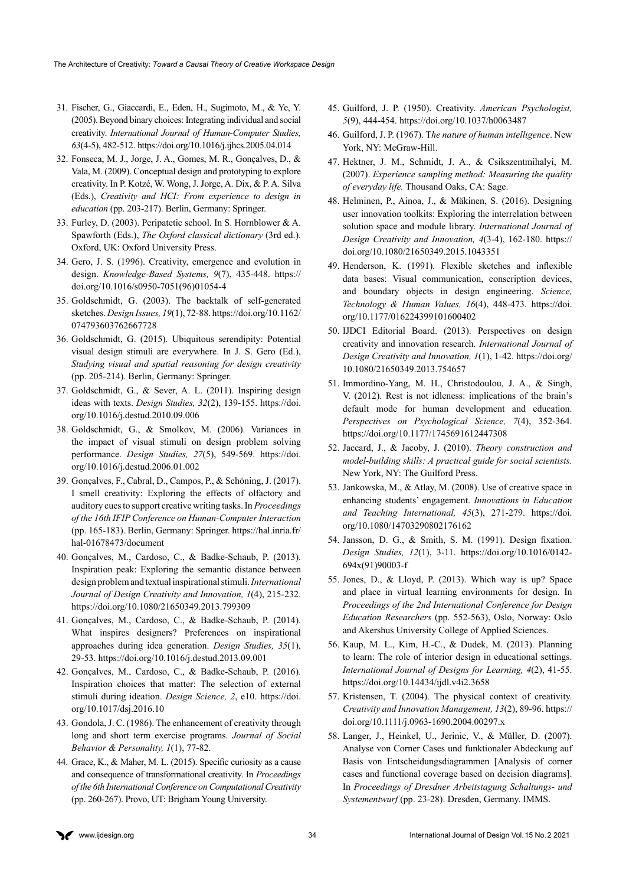31. Fischer, G., Giaccardi, E., Eden, H., Sugimoto, M., & Ye, Y. (2005). Beyond binary choices: Integrating individual and social creativity. *International Journal of Human-Computer Studies, 63*(4-5), 482-512. https://doi.org/10.1016/j.ijhcs.2005.04.014
32. Fonseca, M. J., Jorge, J. A., Gomes, M. R., Gonçalves, D., & Vala, M. (2009). Conceptual design and prototyping to explore creativity. In P. Kotzé, W. Wong, J. Jorge, A. Dix, & P. A. Silva (Eds.), *Creativity and HCI: From experience to design in education* (pp. 203-217). Berlin, Germany: Springer.
33. Furley, D. (2003). Peripatetic school. In S. Hornblower & A. Spawforth (Eds.), *The Oxford classical dictionary* (3rd ed.). Oxford, UK: Oxford University Press.
34. Gero, J. S. (1996). Creativity, emergence and evolution in design. *Knowledge-Based Systems, 9*(7), 435-448. https://doi.org/10.1016/s0950-7051(96)01054-4
35. Goldschmidt, G. (2003). The backtalk of self-generated sketches. *Design Issues, 19*(1), 72-88. https://doi.org/10.1162/074793603762667728
36. Goldschmidt, G. (2015). Ubiquitous serendipity: Potential visual design stimuli are everywhere. In J. S. Gero (Ed.), *Studying visual and spatial reasoning for design creativity* (pp. 205-214). Berlin, Germany: Springer.
37. Goldschmidt, G., & Sever, A. L. (2011). Inspiring design ideas with texts. *Design Studies, 32*(2), 139-155. https://doi.org/10.1016/j.destud.2010.09.006
38. Goldschmidt, G., & Smolkov, M. (2006). Variances in the impact of visual stimuli on design problem solving performance. *Design Studies, 27*(5), 549-569. https://doi.org/10.1016/j.destud.2006.01.002
39. Gonçalves, F., Cabral, D., Campos, P., & Schöning, J. (2017). I smell creativity: Exploring the effects of olfactory and auditory cues to support creative writing tasks. In *Proceedings of the 16th IFIP Conference on Human-Computer Interaction* (pp. 165-183). Berlin, Germany: Springer. https://hal.inria.fr/hal-01678473/document
40. Gonçalves, M., Cardoso, C., & Badke-Schaub, P. (2013). Inspiration peak: Exploring the semantic distance between design problem and textual inspirational stimuli. *International Journal of Design Creativity and Innovation, 1*(4), 215-232. https://doi.org/10.1080/21650349.2013.799309
41. Gonçalves, M., Cardoso, C., & Badke-Schaub, P. (2014). What inspires designers? Preferences on inspirational approaches during idea generation. *Design Studies, 35*(1), 29-53. https://doi.org/10.1016/j.destud.2013.09.001
42. Gonçalves, M., Cardoso, C., & Badke-Schaub, P. (2016). Inspiration choices that matter: The selection of external stimuli during ideation. *Design Science, 2*, e10. https://doi.org/10.1017/dsj.2016.10
43. Gondola, J. C. (1986). The enhancement of creativity through long and short term exercise programs. *Journal of Social Behavior & Personality, 1*(1), 77-82.
44. Grace, K., & Maher, M. L. (2015). Specific curiosity as a cause and consequence of transformational creativity. In *Proceedings of the 6th International Conference on Computational Creativity* (pp. 260-267). Provo, UT: Brigham Young University.
45. Guilford, J. P. (1950). Creativity. *American Psychologist, 5*(9), 444-454. https://doi.org/10.1037/h0063487
46. Guilford, J. P. (1967). T*he nature of human intelligence*. New York, NY: McGraw-Hill.
47. Hektner, J. M., Schmidt, J. A., & Csikszentmihalyi, M. (2007). *Experience sampling method: Measuring the quality of everyday life.* Thousand Oaks, CA: Sage.
48. Helminen, P., Ainoa, J., & Mäkinen, S. (2016). Designing user innovation toolkits: Exploring the interrelation between solution space and module library. *International Journal of Design Creativity and Innovation, 4*(3-4), 162-180. https://doi.org/10.1080/21650349.2015.1043351
49. Henderson, K. (1991). Flexible sketches and inflexible data bases: Visual communication, conscription devices, and boundary objects in design engineering. *Science, Technology & Human Values, 16*(4), 448-473. https://doi.org/10.1177/016224399101600402
50. IJDCI Editorial Board. (2013). Perspectives on design creativity and innovation research. *International Journal of Design Creativity and Innovation, 1*(1), 1-42. https://doi.org/10.1080/21650349.2013.754657
51. Immordino-Yang, M. H., Christodoulou, J. A., & Singh, V. (2012). Rest is not idleness: implications of the brain's default mode for human development and education. *Perspectives on Psychological Science, 7*(4), 352-364. https://doi.org/10.1177/1745691612447308
52. Jaccard, J., & Jacoby, J. (2010). *Theory construction and model-building skills: A practical guide for social scientists.* New York, NY: The Guilford Press.
53. Jankowska, M., & Atlay, M. (2008). Use of creative space in enhancing students' engagement. *Innovations in Education and Teaching International, 45*(3), 271-279. https://doi.org/10.1080/14703290802176162
54. Jansson, D. G., & Smith, S. M. (1991). Design fixation. *Design Studies, 12*(1), 3-11. https://doi.org/10.1016/0142-694x(91)90003-f
55. Jones, D., & Lloyd, P. (2013). Which way is up? Space and place in virtual learning environments for design. In *Proceedings of the 2nd International Conference for Design Education Researchers* (pp. 552-563), Oslo, Norway: Oslo and Akershus University College of Applied Sciences.
56. Kaup, M. L., Kim, H.-C., & Dudek, M. (2013). Planning to learn: The role of interior design in educational settings. *International Journal of Designs for Learning, 4*(2), 41-55. https://doi.org/10.14434/ijdl.v4i2.3658
57. Kristensen, T. (2004). The physical context of creativity. *Creativity and Innovation Management, 13*(2), 89-96. https://doi.org/10.1111/j.0963-1690.2004.00297.x
58. Langer, J., Heinkel, U., Jerinic, V., & Müller, D. (2007). Analyse von Corner Cases und funktionaler Abdeckung auf Basis von Entscheidungsdiagrammen [Analysis of corner cases and functional coverage based on decision diagrams]. In *Proceedings of Dresdner Arbeitstagung Schaltungs- und Systementwurf* (pp. 23-28). Dresden, Germany. IMMS.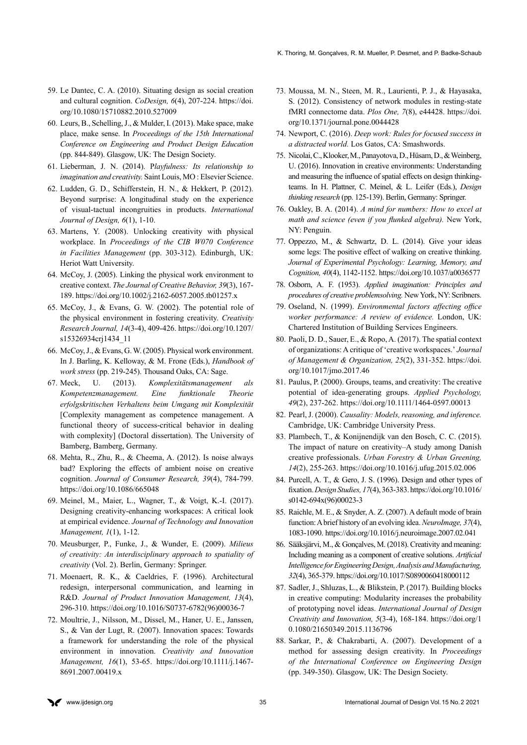59. Le Dantec, C. A. (2010). Situating design as social creation and cultural cognition. *CoDesign, 6*(4), 207-224. https://doi.org/10.1080/15710882.2010.527009
60. Leurs, B., Schelling, J., & Mulder, I. (2013). Make space, make place, make sense. In *Proceedings of the 15th International Conference on Engineering and Product Design Education* (pp. 844-849). Glasgow, UK: The Design Society.
61. Lieberman, J. N. (2014). P*layfulness: Its relationship to imagination and creativity.* Saint Louis, MO : Elsevier Science.
62. Ludden, G. D., Schifferstein, H. N., & Hekkert, P. (2012). Beyond surprise: A longitudinal study on the experience of visual-tactual incongruities in products. *International Journal of Design, 6*(1), 1-10.
63. Martens, Y. (2008). Unlocking creativity with physical workplace. In *Proceedings of the CIB W070 Conference in Facilities Management* (pp. 303-312). Edinburgh, UK: Heriot Watt University.
64. McCoy, J. (2005). Linking the physical work environment to creative context. *The Journal of Creative Behavior, 39*(3), 167-189. https://doi.org/10.1002/j.2162-6057.2005.tb01257.x
65. McCoy, J., & Evans, G. W. (2002). The potential role of the physical environment in fostering creativity. *Creativity Research Journal, 14*(3-4), 409-426. https://doi.org/10.1207/s15326934crj1434_11
66. McCoy, J., & Evans, G. W. (2005). Physical work environment. In J. Barling, K. Kelloway, & M. Frone (Eds.), *Handbook of work stress* (pp. 219-245). Thousand Oaks, CA: Sage.
67. Meck, U. (2013). *Komplexitätsmanagement als Kompetenzmanagement. Eine funktionale Theorie erfolgskritischen Verhaltens beim Umgang mit Komplexität* [Complexity management as competence management. A functional theory of success-critical behavior in dealing with complexity] (Doctoral dissertation). The University of Bamberg, Bamberg, Germany.
68. Mehta, R., Zhu, R., & Cheema, A. (2012). Is noise always bad? Exploring the effects of ambient noise on creative cognition. *Journal of Consumer Research, 39*(4), 784-799. https://doi.org/10.1086/665048
69. Meinel, M., Maier, L., Wagner, T., & Voigt, K.-I. (2017). Designing creativity-enhancing workspaces: A critical look at empirical evidence. *Journal of Technology and Innovation Management, 1*(1), 1-12.
70. Meusburger, P., Funke, J., & Wunder, E. (2009). *Milieus of creativity: An interdisciplinary approach to spatiality of creativity* (Vol. 2). Berlin, Germany: Springer.
71. Moenaert, R. K., & Caeldries, F. (1996). Architectural redesign, interpersonal communication, and learning in R&D. *Journal of Product Innovation Management, 13*(4), 296-310. https://doi.org/10.1016/S0737-6782(96)00036-7
72. Moultrie, J., Nilsson, M., Dissel, M., Haner, U. E., Janssen, S., & Van der Lugt, R. (2007). Innovation spaces: Towards a framework for understanding the role of the physical environment in innovation. *Creativity and Innovation Management, 16*(1), 53-65. https://doi.org/10.1111/j.1467-8691.2007.00419.x
73. Moussa, M. N., Steen, M. R., Laurienti, P. J., & Hayasaka, S. (2012). Consistency of network modules in resting-state fMRI connectome data. *Plos One, 7*(8), e44428. https://doi.org/10.1371/journal.pone.0044428
74. Newport, C. (2016). *Deep work: Rules for focused success in a distracted world.* Los Gatos, CA: Smashwords.
75. Nicolai, C., Klooker, M., Panayotova, D., Hüsam, D., & Weinberg, U. (2016). Innovation in creative environments: Understanding and measuring the influence of spatial effects on design thinking-teams. In H. Plattner, C. Meinel, & L. Leifer (Eds.), *Design thinking research* (pp. 125-139). Berlin, Germany: Springer.
76. Oakley, B. A. (2014). *A mind for numbers: How to excel at math and science (even if you flunked algebra).* New York, NY: Penguin.
77. Oppezzo, M., & Schwartz, D. L. (2014). Give your ideas some legs: The positive effect of walking on creative thinking. *Journal of Experimental Psychology: Learning, Memory, and Cognition, 40*(4), 1142-1152. https://doi.org/10.1037/a0036577
78. Osborn, A. F. (1953). *Applied imagination: Principles and procedures of creative problemsolving.* New York, NY: Scribners.
79. Oseland, N. (1999). *Environmental factors affecting office worker performance: A review of evidence.* London, UK: Chartered Institution of Building Services Engineers.
80. Paoli, D. D., Sauer, E., & Ropo, A. (2017). The spatial context of organizations: A critique of 'creative workspaces.' *Journal of Management & Organization, 25*(2), 331-352. https://doi.org/10.1017/jmo.2017.46
81. Paulus, P. (2000). Groups, teams, and creativity: The creative potential of idea-generating groups. *Applied Psychology, 49*(2), 237-262. https://doi.org/10.1111/1464-0597.00013
82. Pearl, J. (2000). *Causality: Models, reasoning, and inference.* Cambridge, UK: Cambridge University Press.
83. Plambech, T., & Konijnendijk van den Bosch, C. C. (2015). The impact of nature on creativity–A study among Danish creative professionals. *Urban Forestry & Urban Greening, 14*(2), 255-263. https://doi.org/10.1016/j.ufug.2015.02.006
84. Purcell, A. T., & Gero, J. S. (1996). Design and other types of fixation. *Design Studies, 17*(4), 363-383. https://doi.org/10.1016/s0142-694x(96)00023-3
85. Raichle, M. E., & Snyder, A. Z. (2007). A default mode of brain function: A brief history of an evolving idea. *NeuroImage, 37*(4), 1083-1090. https://doi.org/10.1016/j.neuroimage.2007.02.041
86. Sääksjärvi, M., & Gonçalves, M. (2018). Creativity and meaning: Including meaning as a component of creative solutions. *Artificial Intelligence for Engineering Design, Analysis and Manufacturing, 32*(4), 365-379. https://doi.org/10.1017/S0890060418000112
87. Sadler, J., Shluzas, L., & Blikstein, P. (2017). Building blocks in creative computing: Modularity increases the probability of prototyping novel ideas. *International Journal of Design Creativity and Innovation, 5*(3-4), 168-184. https://doi.org/10.1080/21650349.2015.1136796
88. Sarkar, P., & Chakrabarti, A. (2007). Development of a method for assessing design creativity. In *Proceedings of the International Conference on Engineering Design* (pp. 349-350). Glasgow, UK: The Design Society.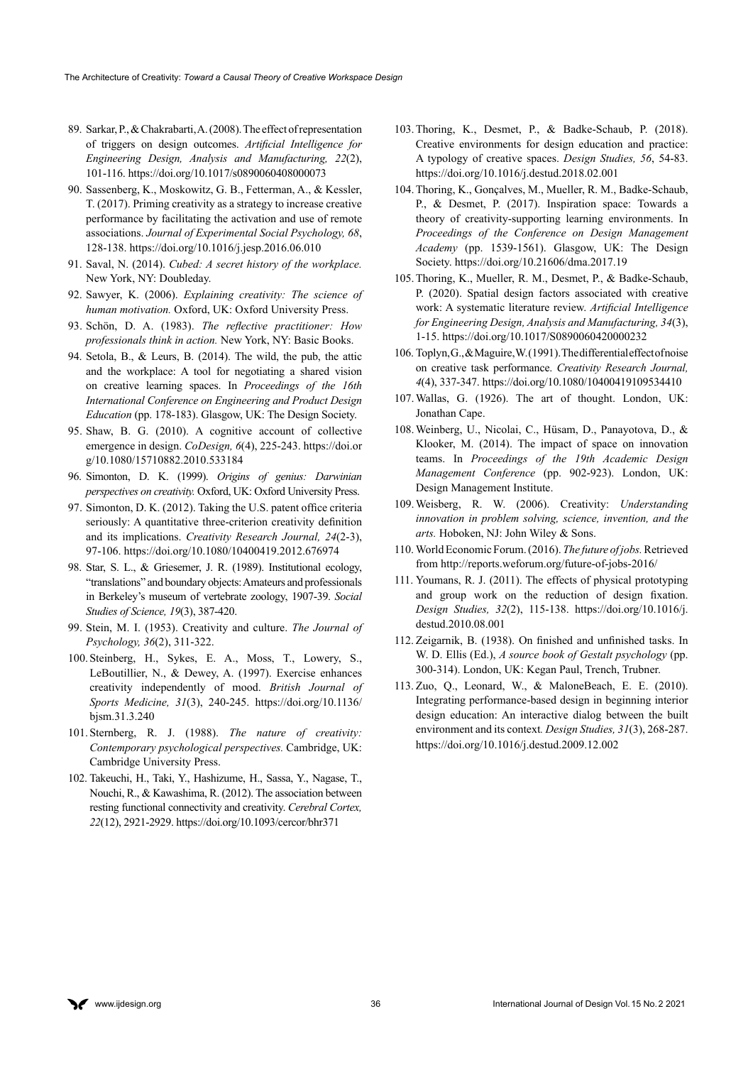89. Sarkar, P., & Chakrabarti, A. (2008). The effect of representation of triggers on design outcomes. *Artificial Intelligence for Engineering Design, Analysis and Manufacturing, 22*(2), 101-116. https://doi.org/10.1017/s0890060408000073
90. Sassenberg, K., Moskowitz, G. B., Fetterman, A., & Kessler, T. (2017). Priming creativity as a strategy to increase creative performance by facilitating the activation and use of remote associations. *Journal of Experimental Social Psychology, 68*, 128-138. https://doi.org/10.1016/j.jesp.2016.06.010
91. Saval, N. (2014). *Cubed: A secret history of the workplace.* New York, NY: Doubleday.
92. Sawyer, K. (2006). *Explaining creativity: The science of human motivation.* Oxford, UK: Oxford University Press.
93. Schön, D. A. (1983). *The reflective practitioner: How professionals think in action.* New York, NY: Basic Books.
94. Setola, B., & Leurs, B. (2014). The wild, the pub, the attic and the workplace: A tool for negotiating a shared vision on creative learning spaces. In *Proceedings of the 16th International Conference on Engineering and Product Design Education* (pp. 178-183). Glasgow, UK: The Design Society.
95. Shaw, B. G. (2010). A cognitive account of collective emergence in design. *CoDesign, 6*(4), 225-243. https://doi.org/10.1080/15710882.2010.533184
96. Simonton, D. K. (1999). *Origins of genius: Darwinian perspectives on creativity.* Oxford, UK: Oxford University Press.
97. Simonton, D. K. (2012). Taking the U.S. patent office criteria seriously: A quantitative three-criterion creativity definition and its implications. *Creativity Research Journal, 24*(2-3), 97-106. https://doi.org/10.1080/10400419.2012.676974
98. Star, S. L., & Griesemer, J. R. (1989). Institutional ecology, "translations" and boundary objects: Amateurs and professionals in Berkeley's museum of vertebrate zoology, 1907-39. *Social Studies of Science, 19*(3), 387-420.
99. Stein, M. I. (1953). Creativity and culture. *The Journal of Psychology, 36*(2), 311-322.
100. Steinberg, H., Sykes, E. A., Moss, T., Lowery, S., LeBoutillier, N., & Dewey, A. (1997). Exercise enhances creativity independently of mood. *British Journal of Sports Medicine, 31*(3), 240-245. https://doi.org/10.1136/bjsm.31.3.240
101. Sternberg, R. J. (1988). *The nature of creativity: Contemporary psychological perspectives.* Cambridge, UK: Cambridge University Press.
102. Takeuchi, H., Taki, Y., Hashizume, H., Sassa, Y., Nagase, T., Nouchi, R., & Kawashima, R. (2012). The association between resting functional connectivity and creativity. *Cerebral Cortex, 22*(12), 2921-2929. https://doi.org/10.1093/cercor/bhr371
103. Thoring, K., Desmet, P., & Badke-Schaub, P. (2018). Creative environments for design education and practice: A typology of creative spaces. *Design Studies, 56*, 54-83. https://doi.org/10.1016/j.destud.2018.02.001
104. Thoring, K., Gonçalves, M., Mueller, R. M., Badke-Schaub, P., & Desmet, P. (2017). Inspiration space: Towards a theory of creativity-supporting learning environments. In *Proceedings of the Conference on Design Management Academy* (pp. 1539-1561). Glasgow, UK: The Design Society. https://doi.org/10.21606/dma.2017.19
105. Thoring, K., Mueller, R. M., Desmet, P., & Badke-Schaub, P. (2020). Spatial design factors associated with creative work: A systematic literature review. *Artificial Intelligence for Engineering Design, Analysis and Manufacturing, 34*(3), 1-15. https://doi.org/10.1017/S0890060420000232
106. Toplyn, G., & Maguire, W. (1991). The differential effect of noise on creative task performance. *Creativity Research Journal, 4*(4), 337-347. https://doi.org/10.1080/10400419109534410
107. Wallas, G. (1926). The art of thought. London, UK: Jonathan Cape.
108. Weinberg, U., Nicolai, C., Hüsam, D., Panayotova, D., & Klooker, M. (2014). The impact of space on innovation teams. In *Proceedings of the 19th Academic Design Management Conference* (pp. 902-923). London, UK: Design Management Institute.
109. Weisberg, R. W. (2006). Creativity: *Understanding innovation in problem solving, science, invention, and the arts.* Hoboken, NJ: John Wiley & Sons.
110. World Economic Forum. (2016). *The future of jobs.* Retrieved from http://reports.weforum.org/future-of-jobs-2016/
111. Youmans, R. J. (2011). The effects of physical prototyping and group work on the reduction of design fixation. *Design Studies, 32*(2), 115-138. https://doi.org/10.1016/j.destud.2010.08.001
112. Zeigarnik, B. (1938). On finished and unfinished tasks. In W. D. Ellis (Ed.), *A source book of Gestalt psychology* (pp. 300-314). London, UK: Kegan Paul, Trench, Trubner.
113. Zuo, Q., Leonard, W., & MaloneBeach, E. E. (2010). Integrating performance-based design in beginning interior design education: An interactive dialog between the built environment and its context. *Design Studies, 31*(3), 268-287. https://doi.org/10.1016/j.destud.2009.12.002